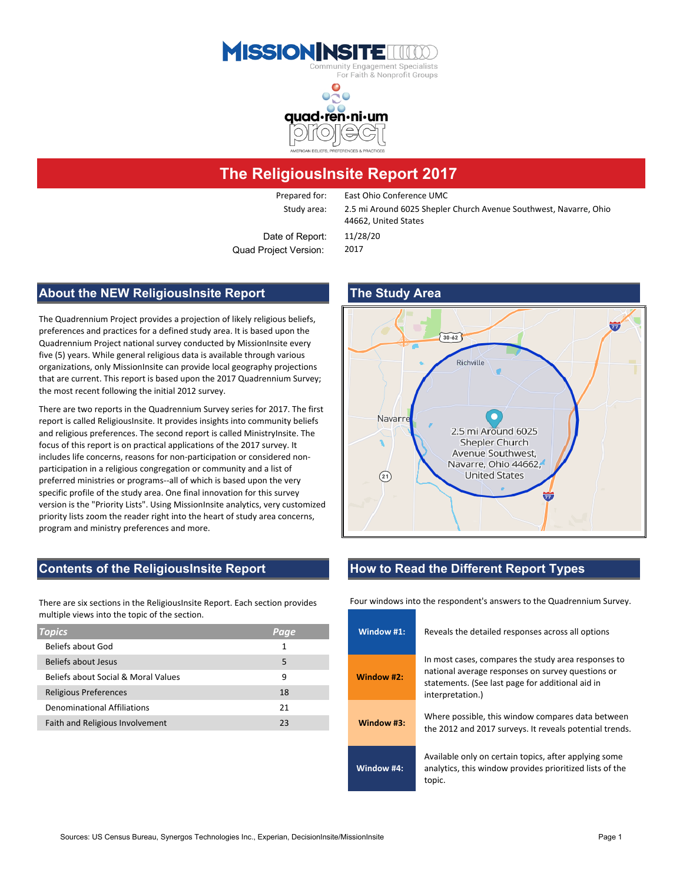MISSIONINSITE

Community Engagement Specialists
For Faith & Nonprofit Groups

quad•ren•ni•um project

AMERICAN BELIEFS, PREFERENCES & PRACTICES

# The ReligiousInsite Report 2017

Prepared for: East Ohio Conference UMC

Study area: 2.5 mi Around 6025 Shepler Church Avenue Southwest, Navarre, Ohio 44662, United States

Date of Report: 11/28/20

Quad Project Version: 2017

## About the NEW ReligiousInsite Report

The Quadrennium Project provides a projection of likely religious beliefs, preferences and practices for a defined study area. It is based upon the Quadrennium Project national survey conducted by MissionInsite every five (5) years. While general religious data is available through various organizations, only MissionInsite can provide local geography projections that are current. This report is based upon the 2017 Quadrennium Survey; the most recent following the initial 2012 survey.

There are two reports in the Quadrennium Survey series for 2017. The first report is called ReligiousInsite. It provides insights into community beliefs and religious preferences. The second report is called MinistryInsite. The focus of this report is on practical applications of the 2017 survey. It includes life concerns, reasons for non-participation or considered non-participation in a religious congregation or community and a list of preferred ministries or programs--all of which is based upon the very specific profile of the study area. One final innovation for this survey version is the "Priority Lists". Using MissionInsite analytics, very customized priority lists zoom the reader right into the heart of study area concerns, program and ministry preferences and more.

## The Study Area

Richville

Navarre

2.5 mi Around 6025 Shepler Church Avenue Southwest, Navarre, Ohio 44662, United States

## Contents of the ReligiousInsite Report

There are six sections in the ReligiousInsite Report. Each section provides multiple views into the topic of the section.

| *Topics* | *Page* |
|---|---|
| Beliefs about God | 1 |
| Beliefs about Jesus | 5 |
| Beliefs about Social & Moral Values | 9 |
| Religious Preferences | 18 |
| Denominational Affiliations | 21 |
| Faith and Religious Involvement | 23 |

## How to Read the Different Report Types

Four windows into the respondent's answers to the Quadrennium Survey.

| | |
|---|---|
| **Window #1:** | Reveals the detailed responses across all options |
| **Window #2:** | In most cases, compares the study area responses to national average responses on survey questions or statements. (See last page for additional aid in interpretation.) |
| **Window #3:** | Where possible, this window compares data between the 2012 and 2017 surveys. It reveals potential trends. |
| **Window #4:** | Available only on certain topics, after applying some analytics, this window provides prioritized lists of the topic. |

Sources: US Census Bureau, Synergos Technologies Inc., Experian, DecisionInsite/MissionInsite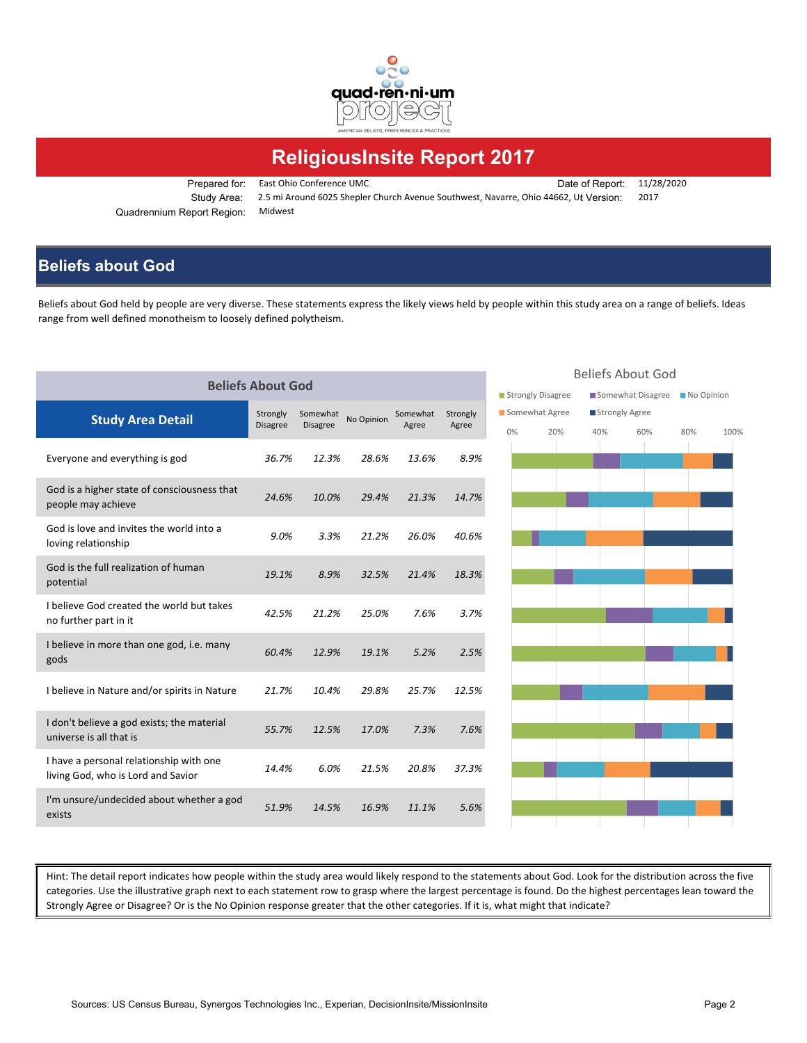quad·ren·ni·um project

AMERICAN BELIEFS, PREFERENCES & PRACTICES

# ReligiousInsite Report 2017

| | | | |
|---|---|---|---|
| Prepared for: | East Ohio Conference UMC | Date of Report: | 11/28/2020 |
| Study Area: | 2.5 mi Around 6025 Shepler Church Avenue Southwest, Navarre, Ohio 44662, Ut | Version: | 2017 |
| Quadrennium Report Region: | Midwest | | |

## Beliefs about God

Beliefs about God held by people are very diverse. These statements express the likely views held by people within this study area on a range of beliefs. Ideas range from well defined monotheism to loosely defined polytheism.

### Beliefs About God

| Study Area Detail | Strongly Disagree | Somewhat Disagree | No Opinion | Somewhat Agree | Strongly Agree |
|---|---|---|---|---|---|
| Everyone and everything is god | 36.7% | 12.3% | 28.6% | 13.6% | 8.9% |
| God is a higher state of consciousness that people may achieve | 24.6% | 10.0% | 29.4% | 21.3% | 14.7% |
| God is love and invites the world into a loving relationship | 9.0% | 3.3% | 21.2% | 26.0% | 40.6% |
| God is the full realization of human potential | 19.1% | 8.9% | 32.5% | 21.4% | 18.3% |
| I believe God created the world but takes no further part in it | 42.5% | 21.2% | 25.0% | 7.6% | 3.7% |
| I believe in more than one god, i.e. many gods | 60.4% | 12.9% | 19.1% | 5.2% | 2.5% |
| I believe in Nature and/or spirits in Nature | 21.7% | 10.4% | 29.8% | 25.7% | 12.5% |
| I don't believe a god exists; the material universe is all that is | 55.7% | 12.5% | 17.0% | 7.3% | 7.6% |
| I have a personal relationship with one living God, who is Lord and Savior | 14.4% | 6.0% | 21.5% | 20.8% | 37.3% |
| I'm unsure/undecided about whether a god exists | 51.9% | 14.5% | 16.9% | 11.1% | 5.6% |

Hint: The detail report indicates how people within the study area would likely respond to the statements about God. Look for the distribution across the five categories. Use the illustrative graph next to each statement row to grasp where the largest percentage is found. Do the highest percentages lean toward the Strongly Agree or Disagree? Or is the No Opinion response greater that the other categories. If it is, what might that indicate?

Sources: US Census Bureau, Synergos Technologies Inc., Experian, DecisionInsite/MissionInsite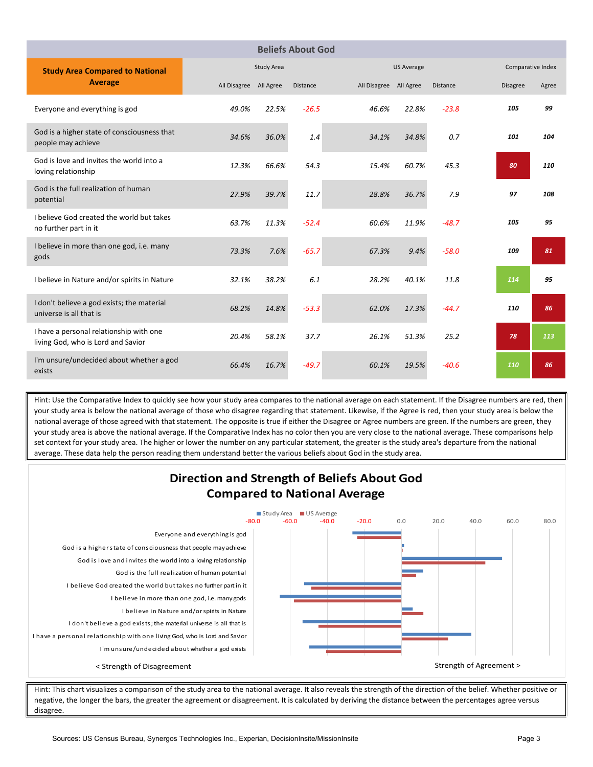## Beliefs About God

| Study Area Compared to National Average | Study Area | | | US Average | | | Comparative Index | |
|---|---|---|---|---|---|---|---|---|
| | All Disagree | All Agree | Distance | All Disagree | All Agree | Distance | Disagree | Agree |
| Everyone and everything is god | 49.0% | 22.5% | -26.5 | 46.6% | 22.8% | -23.8 | 105 | 99 |
| God is a higher state of consciousness that people may achieve | 34.6% | 36.0% | 1.4 | 34.1% | 34.8% | 0.7 | 101 | 104 |
| God is love and invites the world into a loving relationship | 12.3% | 66.6% | 54.3 | 15.4% | 60.7% | 45.3 | 80 | 110 |
| God is the full realization of human potential | 27.9% | 39.7% | 11.7 | 28.8% | 36.7% | 7.9 | 97 | 108 |
| I believe God created the world but takes no further part in it | 63.7% | 11.3% | -52.4 | 60.6% | 11.9% | -48.7 | 105 | 95 |
| I believe in more than one god, i.e. many gods | 73.3% | 7.6% | -65.7 | 67.3% | 9.4% | -58.0 | 109 | 81 |
| I believe in Nature and/or spirits in Nature | 32.1% | 38.2% | 6.1 | 28.2% | 40.1% | 11.8 | 114 | 95 |
| I don't believe a god exists; the material universe is all that is | 68.2% | 14.8% | -53.3 | 62.0% | 17.3% | -44.7 | 110 | 86 |
| I have a personal relationship with one living God, who is Lord and Savior | 20.4% | 58.1% | 37.7 | 26.1% | 51.3% | 25.2 | 78 | 113 |
| I'm unsure/undecided about whether a god exists | 66.4% | 16.7% | -49.7 | 60.1% | 19.5% | -40.6 | 110 | 86 |

Hint: Use the Comparative Index to quickly see how your study area compares to the national average on each statement. If the Disagree numbers are red, then your study area is below the national average of those who disagree regarding that statement. Likewise, if the Agree is red, then your study area is below the national average of those agreed with that statement. The opposite is true if either the Disagree or Agree numbers are green. If the numbers are green, they your study area is above the national average. If the Comparative Index has no color then you are very close to the national average. These comparisons help set context for your study area. The higher or lower the number on any particular statement, the greater is the study area's departure from the national average. These data help the person reading them understand better the various beliefs about God in the study area.

## Direction and Strength of Beliefs About God Compared to National Average

Study Area | US Average

< Strength of Disagreement | Strength of Agreement >

Hint: This chart visualizes a comparison of the study area to the national average. It also reveals the strength of the direction of the belief. Whether positive or negative, the longer the bars, the greater the agreement or disagreement. It is calculated by deriving the distance between the percentages agree versus disagree.

Sources: US Census Bureau, Synergos Technologies Inc., Experian, DecisionInsite/MissionInsite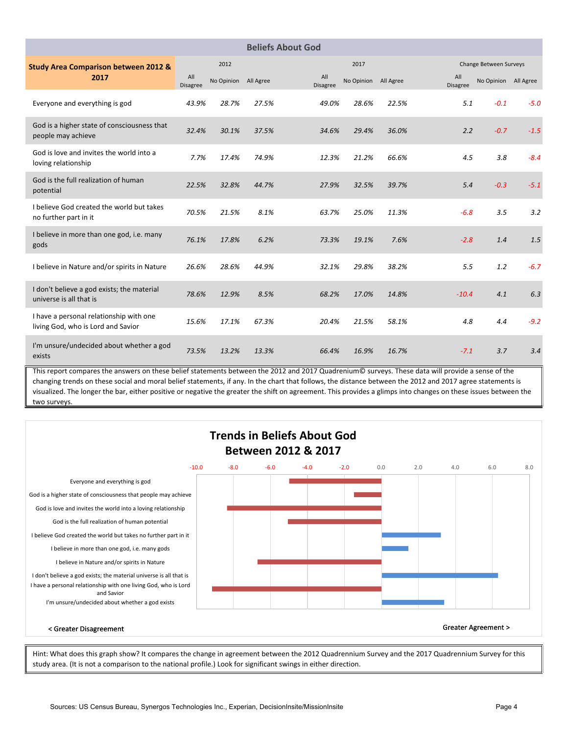## Beliefs About God

| Study Area Comparison between 2012 & 2017 | 2012 | | | 2017 | | | Change Between Surveys | | |
|---|---|---|---|---|---|---|---|---|---|
| | All Disagree | No Opinion | All Agree | All Disagree | No Opinion | All Agree | All Disagree | No Opinion | All Agree |
| Everyone and everything is god | *43.9%* | *28.7%* | *27.5%* | *49.0%* | *28.6%* | *22.5%* | *5.1* | *-0.1* | *-5.0* |
| God is a higher state of consciousness that people may achieve | *32.4%* | *30.1%* | *37.5%* | *34.6%* | *29.4%* | *36.0%* | *2.2* | *-0.7* | *-1.5* |
| God is love and invites the world into a loving relationship | *7.7%* | *17.4%* | *74.9%* | *12.3%* | *21.2%* | *66.6%* | *4.5* | *3.8* | *-8.4* |
| God is the full realization of human potential | *22.5%* | *32.8%* | *44.7%* | *27.9%* | *32.5%* | *39.7%* | *5.4* | *-0.3* | *-5.1* |
| I believe God created the world but takes no further part in it | *70.5%* | *21.5%* | *8.1%* | *63.7%* | *25.0%* | *11.3%* | *-6.8* | *3.5* | *3.2* |
| I believe in more than one god, i.e. many gods | *76.1%* | *17.8%* | *6.2%* | *73.3%* | *19.1%* | *7.6%* | *-2.8* | *1.4* | *1.5* |
| I believe in Nature and/or spirits in Nature | *26.6%* | *28.6%* | *44.9%* | *32.1%* | *29.8%* | *38.2%* | *5.5* | *1.2* | *-6.7* |
| I don't believe a god exists; the material universe is all that is | *78.6%* | *12.9%* | *8.5%* | *68.2%* | *17.0%* | *14.8%* | *-10.4* | *4.1* | *6.3* |
| I have a personal relationship with one living God, who is Lord and Savior | *15.6%* | *17.1%* | *67.3%* | *20.4%* | *21.5%* | *58.1%* | *4.8* | *4.4* | *-9.2* |
| I'm unsure/undecided about whether a god exists | *73.5%* | *13.2%* | *13.3%* | *66.4%* | *16.9%* | *16.7%* | *-7.1* | *3.7* | *3.4* |

This report compares the answers on these belief statements between the 2012 and 2017 Quadrenium© surveys. These data will provide a sense of the changing trends on these social and moral belief statements, if any. In the chart that follows, the distance between the 2012 and 2017 agree statements is visualized. The longer the bar, either positive or negative the greater the shift on agreement. This provides a glimps into changes on these issues between the two surveys.

## Trends in Beliefs About God Between 2012 & 2017

| Statement | Change in Agreement |
|---|---|
| Everyone and everything is god | -5.0 |
| God is a higher state of consciousness that people may achieve | -1.5 |
| God is love and invites the world into a loving relationship | -8.4 |
| God is the full realization of human potential | -5.1 |
| I believe God created the world but takes no further part in it | 3.2 |
| I believe in more than one god, i.e. many gods | 1.5 |
| I believe in Nature and/or spirits in Nature | -6.7 |
| I don't believe a god exists; the material universe is all that is | 6.3 |
| I have a personal relationship with one living God, who is Lord and Savior | -9.2 |
| I'm unsure/undecided about whether a god exists | 3.4 |

< Greater Disagreement          Greater Agreement >

Hint: What does this graph show? It compares the change in agreement between the 2012 Quadrennium Survey and the 2017 Quadrennium Survey for this study area. (It is not a comparison to the national profile.) Look for significant swings in either direction.

Sources: US Census Bureau, Synergos Technologies Inc., Experian, DecisionInsite/MissionInsite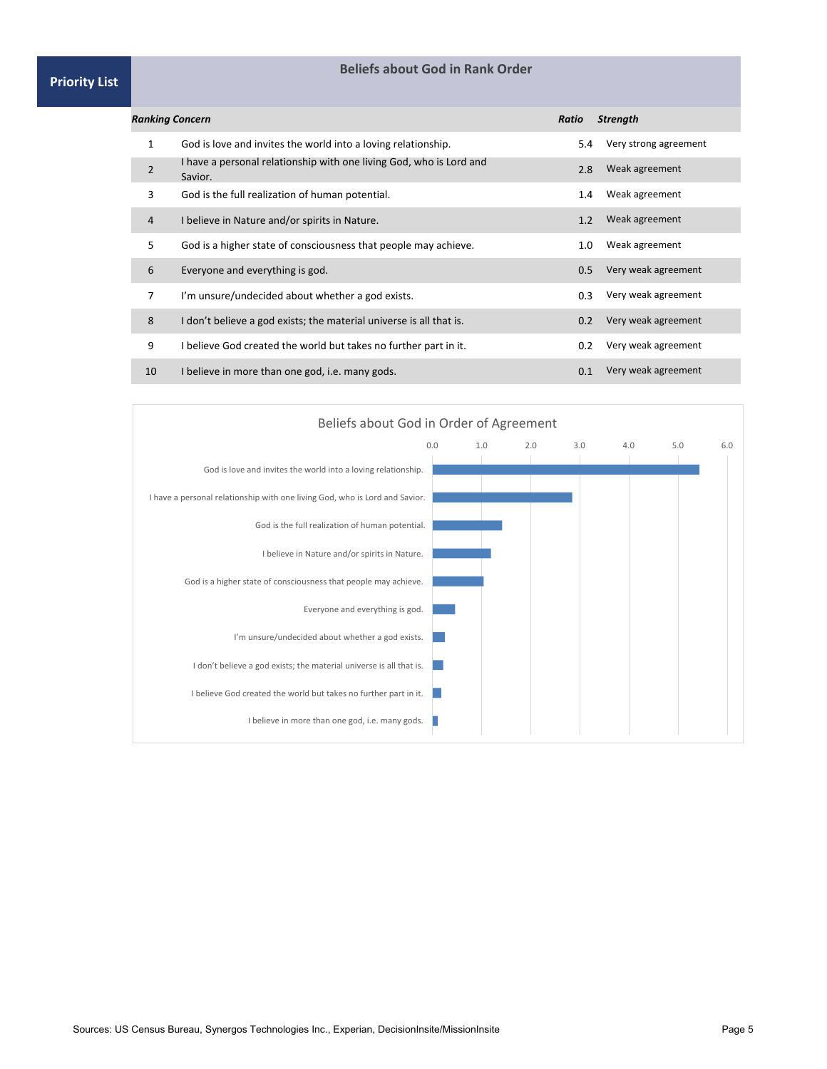**Priority List**

## Beliefs about God in Rank Order

| *Ranking* | *Concern* | *Ratio* | *Strength* |
|---|---|---|---|
| 1 | God is love and invites the world into a loving relationship. | 5.4 | Very strong agreement |
| 2 | I have a personal relationship with one living God, who is Lord and Savior. | 2.8 | Weak agreement |
| 3 | God is the full realization of human potential. | 1.4 | Weak agreement |
| 4 | I believe in Nature and/or spirits in Nature. | 1.2 | Weak agreement |
| 5 | God is a higher state of consciousness that people may achieve. | 1.0 | Weak agreement |
| 6 | Everyone and everything is god. | 0.5 | Very weak agreement |
| 7 | I'm unsure/undecided about whether a god exists. | 0.3 | Very weak agreement |
| 8 | I don't believe a god exists; the material universe is all that is. | 0.2 | Very weak agreement |
| 9 | I believe God created the world but takes no further part in it. | 0.2 | Very weak agreement |
| 10 | I believe in more than one god, i.e. many gods. | 0.1 | Very weak agreement |

### Beliefs about God in Order of Agreement

| Belief | Ratio |
|---|---|
| God is love and invites the world into a loving relationship. | 5.4 |
| I have a personal relationship with one living God, who is Lord and Savior. | 2.8 |
| God is the full realization of human potential. | 1.4 |
| I believe in Nature and/or spirits in Nature. | 1.2 |
| God is a higher state of consciousness that people may achieve. | 1.0 |
| Everyone and everything is god. | 0.5 |
| I'm unsure/undecided about whether a god exists. | 0.3 |
| I don't believe a god exists; the material universe is all that is. | 0.2 |
| I believe God created the world but takes no further part in it. | 0.2 |
| I believe in more than one god, i.e. many gods. | 0.1 |

Sources: US Census Bureau, Synergos Technologies Inc., Experian, DecisionInsite/MissionInsite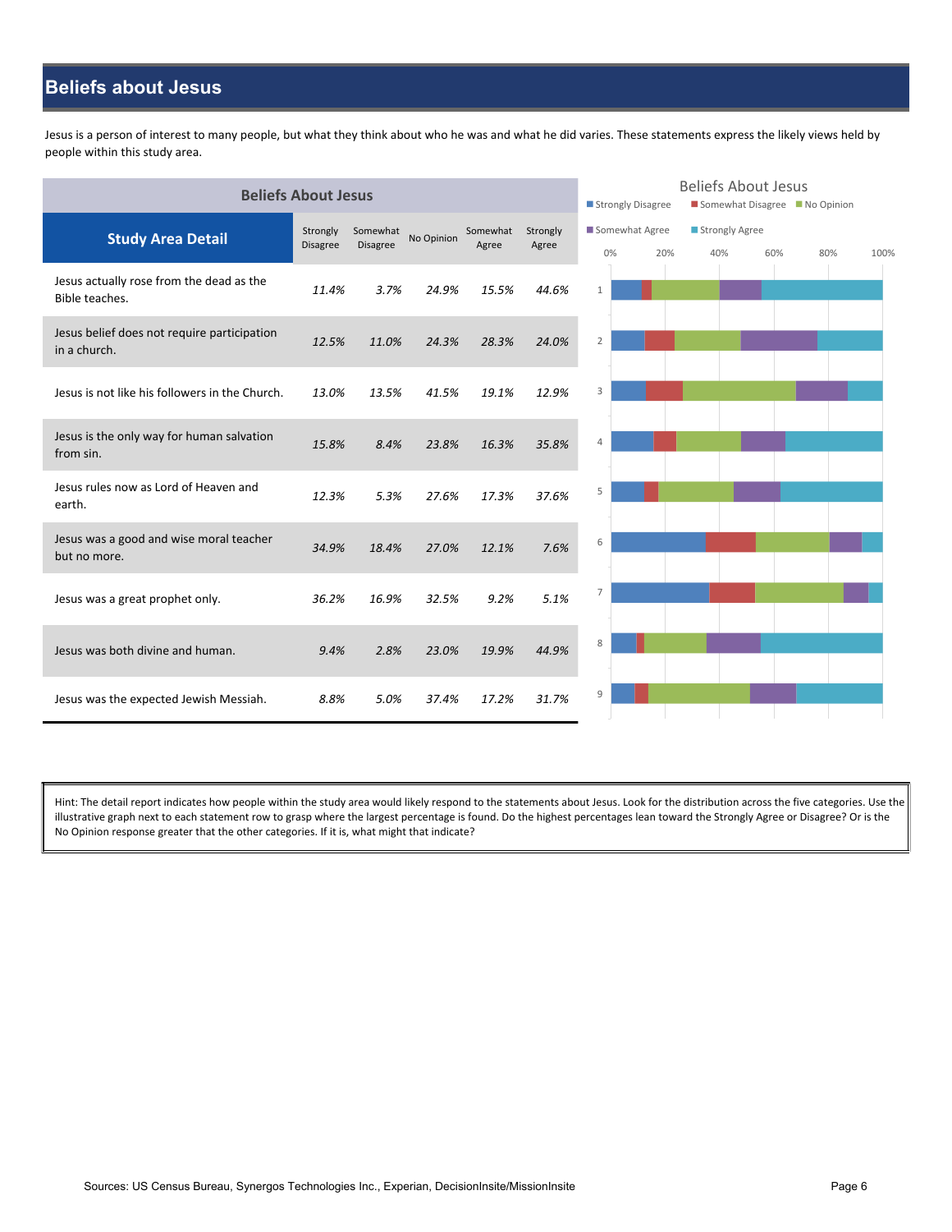## Beliefs about Jesus

Jesus is a person of interest to many people, but what they think about who he was and what he did varies. These statements express the likely views held by people within this study area.

| Beliefs About Jesus | | | | | |
|---|---|---|---|---|---|
| **Study Area Detail** | Strongly Disagree | Somewhat Disagree | No Opinion | Somewhat Agree | Strongly Agree |
| Jesus actually rose from the dead as the Bible teaches. | *11.4%* | *3.7%* | *24.9%* | *15.5%* | *44.6%* |
| Jesus belief does not require participation in a church. | *12.5%* | *11.0%* | *24.3%* | *28.3%* | *24.0%* |
| Jesus is not like his followers in the Church. | *13.0%* | *13.5%* | *41.5%* | *19.1%* | *12.9%* |
| Jesus is the only way for human salvation from sin. | *15.8%* | *8.4%* | *23.8%* | *16.3%* | *35.8%* |
| Jesus rules now as Lord of Heaven and earth. | *12.3%* | *5.3%* | *27.6%* | *17.3%* | *37.6%* |
| Jesus was a good and wise moral teacher but no more. | *34.9%* | *18.4%* | *27.0%* | *12.1%* | *7.6%* |
| Jesus was a great prophet only. | *36.2%* | *16.9%* | *32.5%* | *9.2%* | *5.1%* |
| Jesus was both divine and human. | *9.4%* | *2.8%* | *23.0%* | *19.9%* | *44.9%* |
| Jesus was the expected Jewish Messiah. | *8.8%* | *5.0%* | *37.4%* | *17.2%* | *31.7%* |

Hint: The detail report indicates how people within the study area would likely respond to the statements about Jesus. Look for the distribution across the five categories. Use the illustrative graph next to each statement row to grasp where the largest percentage is found. Do the highest percentages lean toward the Strongly Agree or Disagree? Or is the No Opinion response greater that the other categories. If it is, what might that indicate?

Sources: US Census Bureau, Synergos Technologies Inc., Experian, DecisionInsite/MissionInsite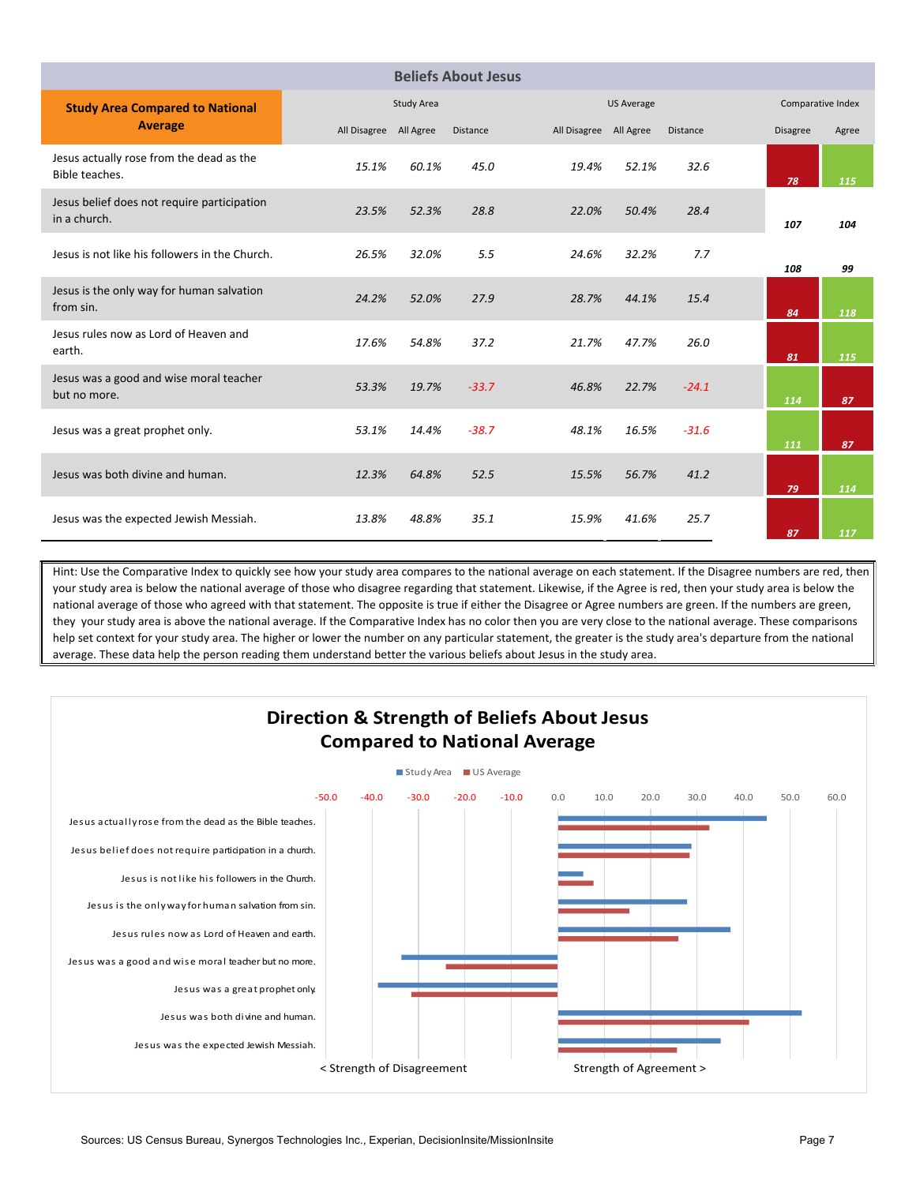## Beliefs About Jesus

| Study Area Compared to National Average | Study Area | | | US Average | | | Comparative Index | |
|---|---|---|---|---|---|---|---|---|
| | All Disagree | All Agree | Distance | All Disagree | All Agree | Distance | Disagree | Agree |
| Jesus actually rose from the dead as the Bible teaches. | 15.1% | 60.1% | 45.0 | 19.4% | 52.1% | 32.6 | 78 | 115 |
| Jesus belief does not require participation in a church. | 23.5% | 52.3% | 28.8 | 22.0% | 50.4% | 28.4 | 107 | 104 |
| Jesus is not like his followers in the Church. | 26.5% | 32.0% | 5.5 | 24.6% | 32.2% | 7.7 | 108 | 99 |
| Jesus is the only way for human salvation from sin. | 24.2% | 52.0% | 27.9 | 28.7% | 44.1% | 15.4 | 84 | 118 |
| Jesus rules now as Lord of Heaven and earth. | 17.6% | 54.8% | 37.2 | 21.7% | 47.7% | 26.0 | 81 | 115 |
| Jesus was a good and wise moral teacher but no more. | 53.3% | 19.7% | -33.7 | 46.8% | 22.7% | -24.1 | 114 | 87 |
| Jesus was a great prophet only. | 53.1% | 14.4% | -38.7 | 48.1% | 16.5% | -31.6 | 111 | 87 |
| Jesus was both divine and human. | 12.3% | 64.8% | 52.5 | 15.5% | 56.7% | 41.2 | 79 | 114 |
| Jesus was the expected Jewish Messiah. | 13.8% | 48.8% | 35.1 | 15.9% | 41.6% | 25.7 | 87 | 117 |

Hint: Use the Comparative Index to quickly see how your study area compares to the national average on each statement. If the Disagree numbers are red, then your study area is below the national average of those who disagree regarding that statement. Likewise, if the Agree is red, then your study area is below the national average of those who agreed with that statement. The opposite is true if either the Disagree or Agree numbers are green. If the numbers are green, they your study area is above the national average. If the Comparative Index has no color then you are very close to the national average. These comparisons help set context for your study area. The higher or lower the number on any particular statement, the greater is the study area's departure from the national average. These data help the person reading them understand better the various beliefs about Jesus in the study area.

## Direction & Strength of Beliefs About Jesus Compared to National Average

Study Area | US Average

| Statement | Study Area | US Average |
|---|---|---|
| Jesus actually rose from the dead as the Bible teaches. | 45.0 | 32.6 |
| Jesus belief does not require participation in a church. | 28.8 | 28.4 |
| Jesus is not like his followers in the Church. | 5.5 | 7.7 |
| Jesus is the only way for human salvation from sin. | 27.9 | 15.4 |
| Jesus rules now as Lord of Heaven and earth. | 37.2 | 26.0 |
| Jesus was a good and wise moral teacher but no more. | -33.7 | -24.1 |
| Jesus was a great prophet only. | -38.7 | -31.6 |
| Jesus was both divine and human. | 52.5 | 41.2 |
| Jesus was the expected Jewish Messiah. | 35.1 | 25.7 |

< Strength of Disagreement | Strength of Agreement >

Sources: US Census Bureau, Synergos Technologies Inc., Experian, DecisionInsite/MissionInsite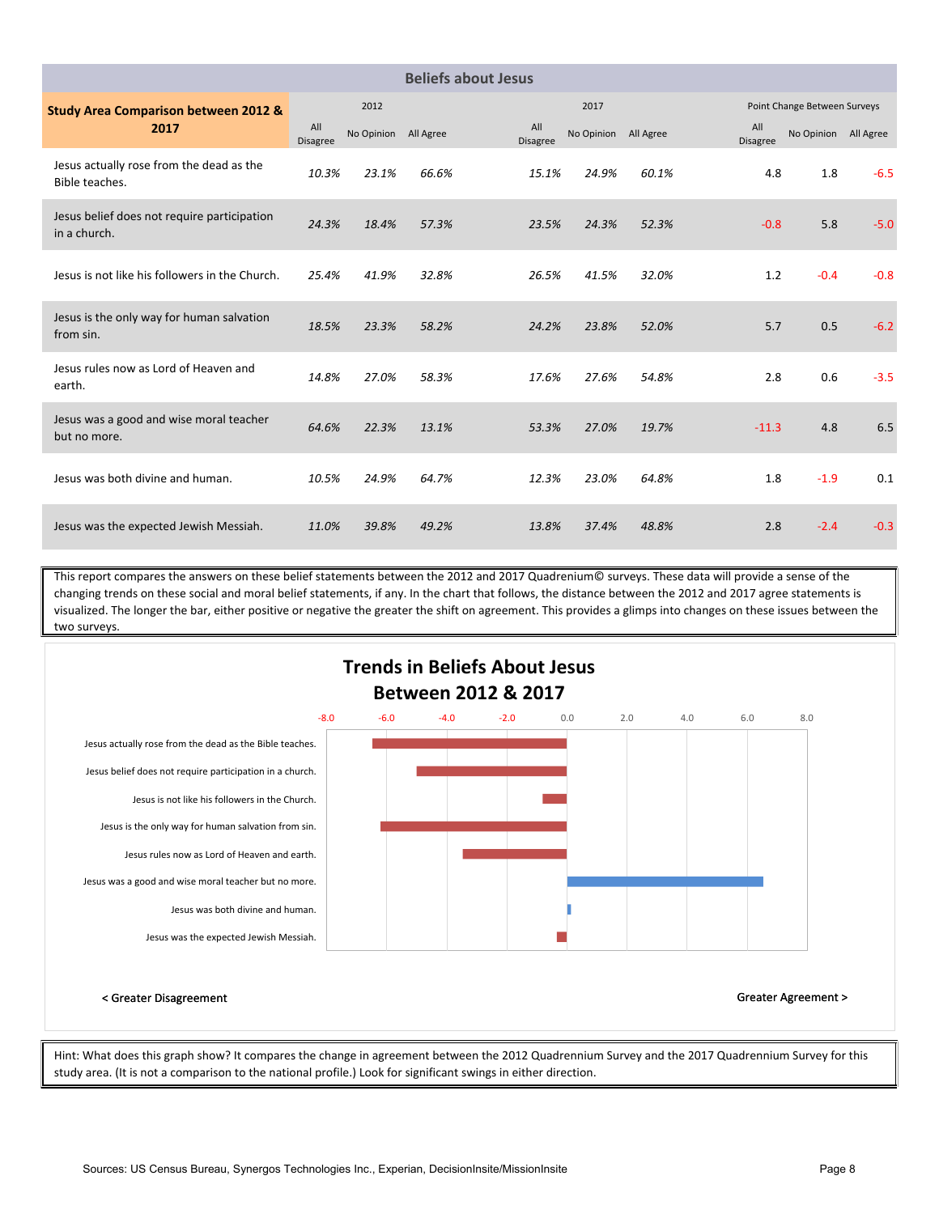## Beliefs about Jesus

| Study Area Comparison between 2012 & 2017 | 2012 | | | 2017 | | | Point Change Between Surveys | | |
|---|---|---|---|---|---|---|---|---|---|
| | All Disagree | No Opinion | All Agree | All Disagree | No Opinion | All Agree | All Disagree | No Opinion | All Agree |
| Jesus actually rose from the dead as the Bible teaches. | *10.3%* | *23.1%* | *66.6%* | *15.1%* | *24.9%* | *60.1%* | 4.8 | 1.8 | -6.5 |
| Jesus belief does not require participation in a church. | *24.3%* | *18.4%* | *57.3%* | *23.5%* | *24.3%* | *52.3%* | -0.8 | 5.8 | -5.0 |
| Jesus is not like his followers in the Church. | *25.4%* | *41.9%* | *32.8%* | *26.5%* | *41.5%* | *32.0%* | 1.2 | -0.4 | -0.8 |
| Jesus is the only way for human salvation from sin. | *18.5%* | *23.3%* | *58.2%* | *24.2%* | *23.8%* | *52.0%* | 5.7 | 0.5 | -6.2 |
| Jesus rules now as Lord of Heaven and earth. | *14.8%* | *27.0%* | *58.3%* | *17.6%* | *27.6%* | *54.8%* | 2.8 | 0.6 | -3.5 |
| Jesus was a good and wise moral teacher but no more. | *64.6%* | *22.3%* | *13.1%* | *53.3%* | *27.0%* | *19.7%* | -11.3 | 4.8 | 6.5 |
| Jesus was both divine and human. | *10.5%* | *24.9%* | *64.7%* | *12.3%* | *23.0%* | *64.8%* | 1.8 | -1.9 | 0.1 |
| Jesus was the expected Jewish Messiah. | *11.0%* | *39.8%* | *49.2%* | *13.8%* | *37.4%* | *48.8%* | 2.8 | -2.4 | -0.3 |

This report compares the answers on these belief statements between the 2012 and 2017 Quadrenium© surveys. These data will provide a sense of the changing trends on these social and moral belief statements, if any. In the chart that follows, the distance between the 2012 and 2017 agree statements is visualized. The longer the bar, either positive or negative the greater the shift on agreement. This provides a glimps into changes on these issues between the two surveys.

### Trends in Beliefs About Jesus Between 2012 & 2017

| Statement | Change in Agreement |
|---|---|
| Jesus actually rose from the dead as the Bible teaches. | -6.5 |
| Jesus belief does not require participation in a church. | -5.0 |
| Jesus is not like his followers in the Church. | -0.8 |
| Jesus is the only way for human salvation from sin. | -6.2 |
| Jesus rules now as Lord of Heaven and earth. | -3.5 |
| Jesus was a good and wise moral teacher but no more. | 6.5 |
| Jesus was both divine and human. | 0.1 |
| Jesus was the expected Jewish Messiah. | -0.3 |

< Greater Disagreement | Greater Agreement >

Hint: What does this graph show? It compares the change in agreement between the 2012 Quadrennium Survey and the 2017 Quadrennium Survey for this study area. (It is not a comparison to the national profile.) Look for significant swings in either direction.

Sources: US Census Bureau, Synergos Technologies Inc., Experian, DecisionInsite/MissionInsite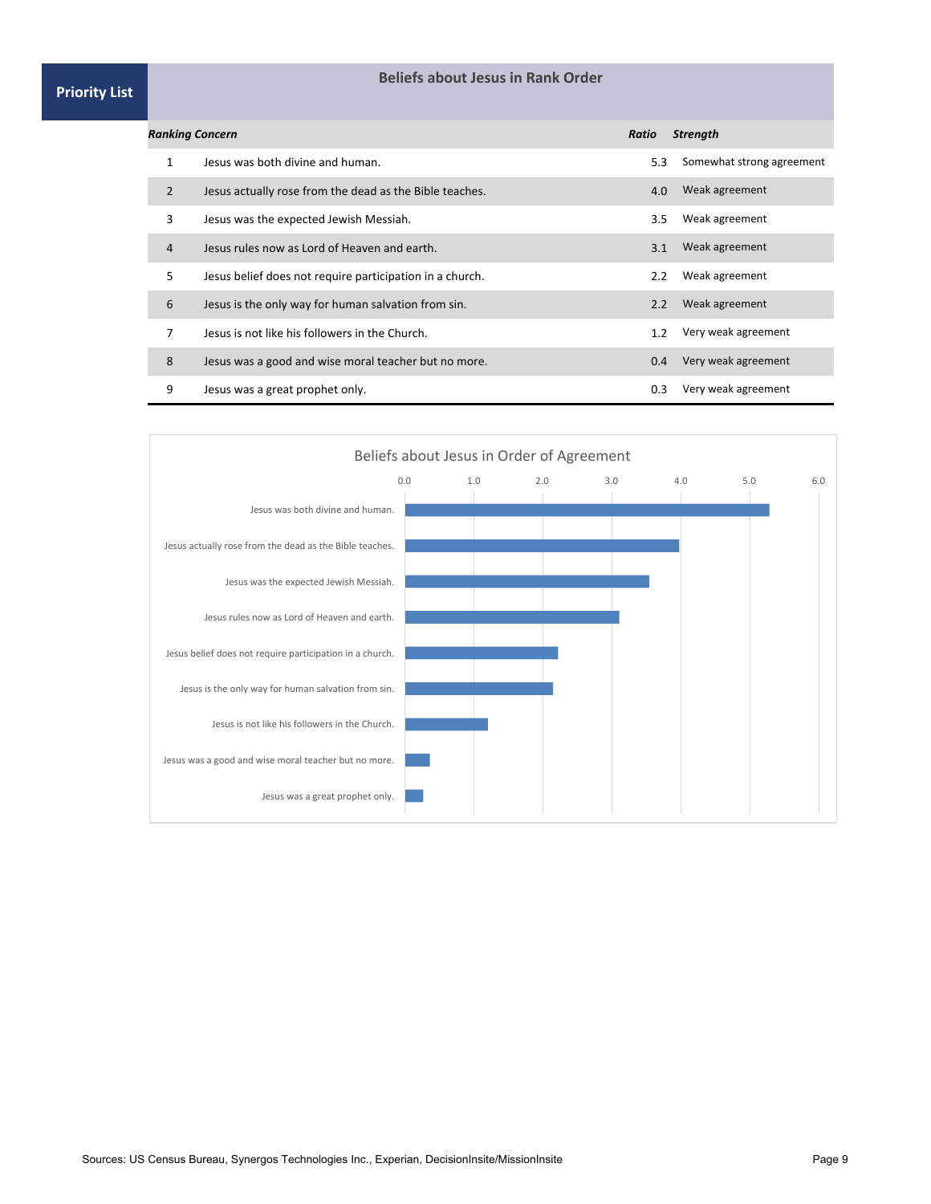**Priority List**

## Beliefs about Jesus in Rank Order

| | *Ranking Concern* | *Ratio* | *Strength* |
|---|---|---|---|
| 1 | Jesus was both divine and human. | 5.3 | Somewhat strong agreement |
| 2 | Jesus actually rose from the dead as the Bible teaches. | 4.0 | Weak agreement |
| 3 | Jesus was the expected Jewish Messiah. | 3.5 | Weak agreement |
| 4 | Jesus rules now as Lord of Heaven and earth. | 3.1 | Weak agreement |
| 5 | Jesus belief does not require participation in a church. | 2.2 | Weak agreement |
| 6 | Jesus is the only way for human salvation from sin. | 2.2 | Weak agreement |
| 7 | Jesus is not like his followers in the Church. | 1.2 | Very weak agreement |
| 8 | Jesus was a good and wise moral teacher but no more. | 0.4 | Very weak agreement |
| 9 | Jesus was a great prophet only. | 0.3 | Very weak agreement |

Beliefs about Jesus in Order of Agreement

Sources: US Census Bureau, Synergos Technologies Inc., Experian, DecisionInsite/MissionInsite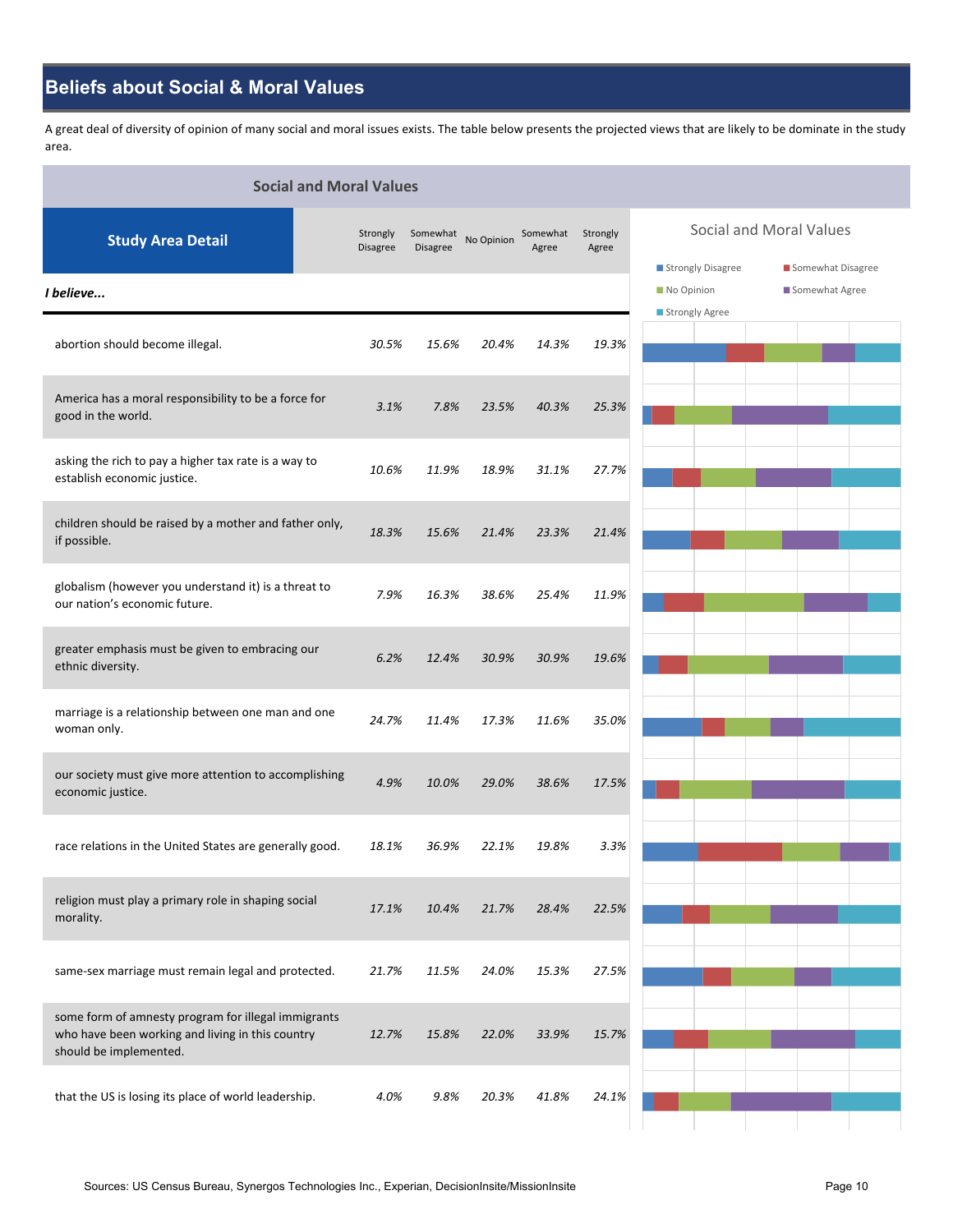## Beliefs about Social & Moral Values

A great deal of diversity of opinion of many social and moral issues exists. The table below presents the projected views that are likely to be dominate in the study area.

### Social and Moral Values

| Study Area Detail | Strongly Disagree | Somewhat Disagree | No Opinion | Somewhat Agree | Strongly Agree |
|---|---|---|---|---|---|
| ***I believe...*** | | | | | |
| abortion should become illegal. | *30.5%* | *15.6%* | *20.4%* | *14.3%* | *19.3%* |
| America has a moral responsibility to be a force for good in the world. | *3.1%* | *7.8%* | *23.5%* | *40.3%* | *25.3%* |
| asking the rich to pay a higher tax rate is a way to establish economic justice. | *10.6%* | *11.9%* | *18.9%* | *31.1%* | *27.7%* |
| children should be raised by a mother and father only, if possible. | *18.3%* | *15.6%* | *21.4%* | *23.3%* | *21.4%* |
| globalism (however you understand it) is a threat to our nation's economic future. | *7.9%* | *16.3%* | *38.6%* | *25.4%* | *11.9%* |
| greater emphasis must be given to embracing our ethnic diversity. | *6.2%* | *12.4%* | *30.9%* | *30.9%* | *19.6%* |
| marriage is a relationship between one man and one woman only. | *24.7%* | *11.4%* | *17.3%* | *11.6%* | *35.0%* |
| our society must give more attention to accomplishing economic justice. | *4.9%* | *10.0%* | *29.0%* | *38.6%* | *17.5%* |
| race relations in the United States are generally good. | *18.1%* | *36.9%* | *22.1%* | *19.8%* | *3.3%* |
| religion must play a primary role in shaping social morality. | *17.1%* | *10.4%* | *21.7%* | *28.4%* | *22.5%* |
| same-sex marriage must remain legal and protected. | *21.7%* | *11.5%* | *24.0%* | *15.3%* | *27.5%* |
| some form of amnesty program for illegal immigrants who have been working and living in this country should be implemented. | *12.7%* | *15.8%* | *22.0%* | *33.9%* | *15.7%* |
| that the US is losing its place of world leadership. | *4.0%* | *9.8%* | *20.3%* | *41.8%* | *24.1%* |

Social and Moral Values

Strongly Disagree | Somewhat Disagree | No Opinion | Somewhat Agree | Strongly Agree

Sources: US Census Bureau, Synergos Technologies Inc., Experian, DecisionInsite/MissionInsite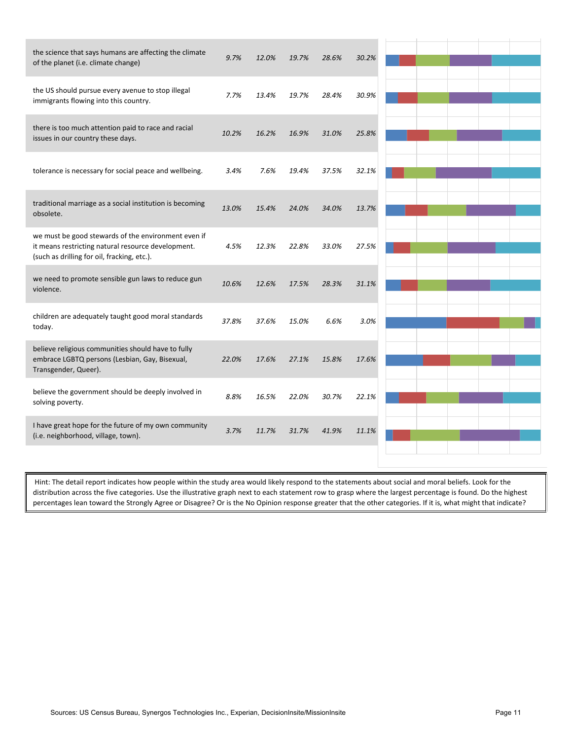| Statement | | | | | |
|---|---|---|---|---|---|
| the science that says humans are affecting the climate of the planet (i.e. climate change) | 9.7% | 12.0% | 19.7% | 28.6% | 30.2% |
| the US should pursue every avenue to stop illegal immigrants flowing into this country. | 7.7% | 13.4% | 19.7% | 28.4% | 30.9% |
| there is too much attention paid to race and racial issues in our country these days. | 10.2% | 16.2% | 16.9% | 31.0% | 25.8% |
| tolerance is necessary for social peace and wellbeing. | 3.4% | 7.6% | 19.4% | 37.5% | 32.1% |
| traditional marriage as a social institution is becoming obsolete. | 13.0% | 15.4% | 24.0% | 34.0% | 13.7% |
| we must be good stewards of the environment even if it means restricting natural resource development. (such as drilling for oil, fracking, etc.). | 4.5% | 12.3% | 22.8% | 33.0% | 27.5% |
| we need to promote sensible gun laws to reduce gun violence. | 10.6% | 12.6% | 17.5% | 28.3% | 31.1% |
| children are adequately taught good moral standards today. | 37.8% | 37.6% | 15.0% | 6.6% | 3.0% |
| believe religious communities should have to fully embrace LGBTQ persons (Lesbian, Gay, Bisexual, Transgender, Queer). | 22.0% | 17.6% | 27.1% | 15.8% | 17.6% |
| believe the government should be deeply involved in solving poverty. | 8.8% | 16.5% | 22.0% | 30.7% | 22.1% |
| I have great hope for the future of my own community (i.e. neighborhood, village, town). | 3.7% | 11.7% | 31.7% | 41.9% | 11.1% |

Hint: The detail report indicates how people within the study area would likely respond to the statements about social and moral beliefs. Look for the distribution across the five categories. Use the illustrative graph next to each statement row to grasp where the largest percentage is found. Do the highest percentages lean toward the Strongly Agree or Disagree? Or is the No Opinion response greater that the other categories. If it is, what might that indicate?

Sources: US Census Bureau, Synergos Technologies Inc., Experian, DecisionInsite/MissionInsite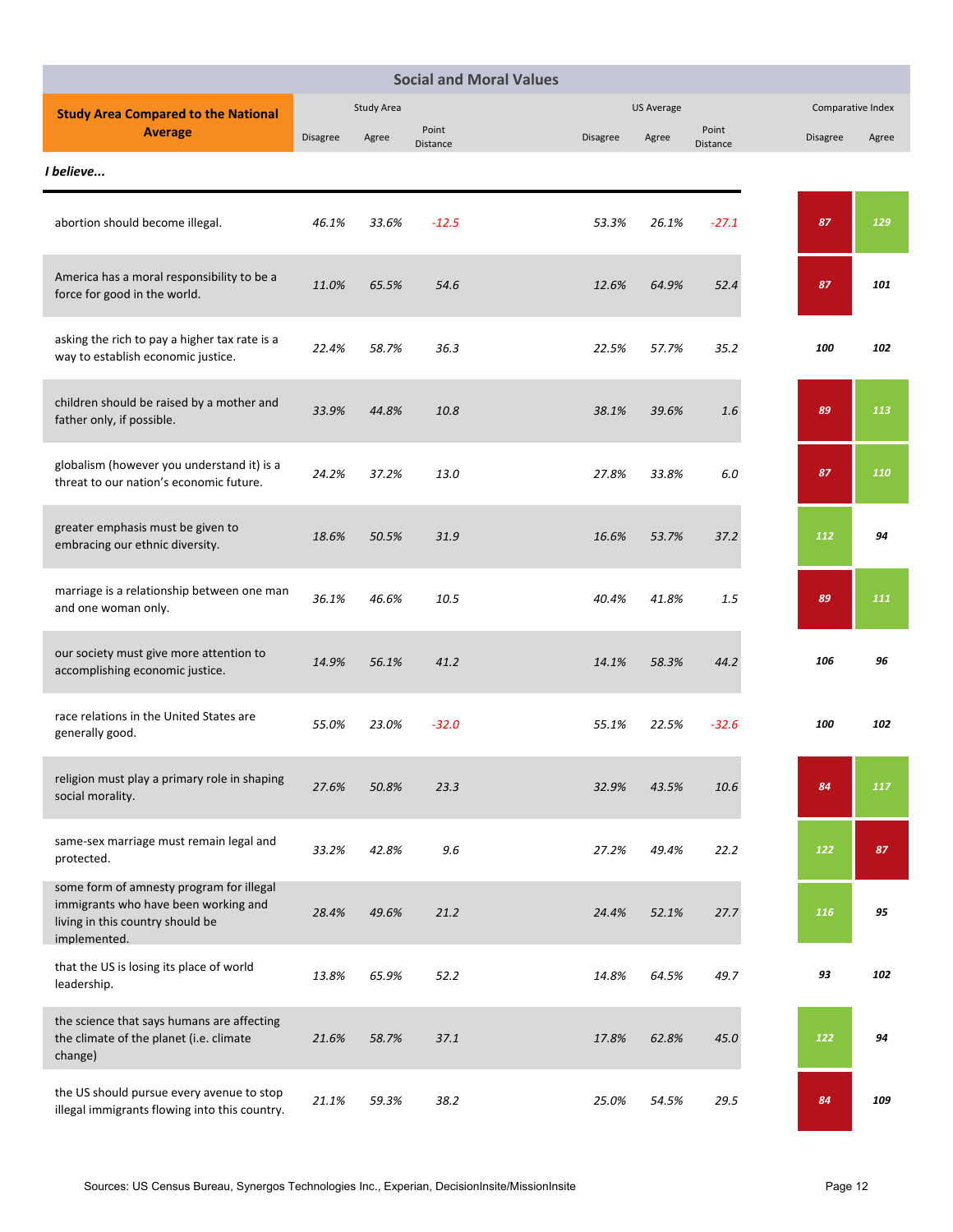## Social and Moral Values

| Study Area Compared to the National Average | Study Area | | | US Average | | | Comparative Index | |
|---|---|---|---|---|---|---|---|---|
| | Disagree | Agree | Point Distance | Disagree | Agree | Point Distance | Disagree | Agree |
| ***I believe...*** | | | | | | | | |
| abortion should become illegal. | *46.1%* | *33.6%* | *-12.5* | *53.3%* | *26.1%* | *-27.1* | *87* | *129* |
| America has a moral responsibility to be a force for good in the world. | *11.0%* | *65.5%* | *54.6* | *12.6%* | *64.9%* | *52.4* | *87* | *101* |
| asking the rich to pay a higher tax rate is a way to establish economic justice. | *22.4%* | *58.7%* | *36.3* | *22.5%* | *57.7%* | *35.2* | *100* | *102* |
| children should be raised by a mother and father only, if possible. | *33.9%* | *44.8%* | *10.8* | *38.1%* | *39.6%* | *1.6* | *89* | *113* |
| globalism (however you understand it) is a threat to our nation's economic future. | *24.2%* | *37.2%* | *13.0* | *27.8%* | *33.8%* | *6.0* | *87* | *110* |
| greater emphasis must be given to embracing our ethnic diversity. | *18.6%* | *50.5%* | *31.9* | *16.6%* | *53.7%* | *37.2* | *112* | *94* |
| marriage is a relationship between one man and one woman only. | *36.1%* | *46.6%* | *10.5* | *40.4%* | *41.8%* | *1.5* | *89* | *111* |
| our society must give more attention to accomplishing economic justice. | *14.9%* | *56.1%* | *41.2* | *14.1%* | *58.3%* | *44.2* | *106* | *96* |
| race relations in the United States are generally good. | *55.0%* | *23.0%* | *-32.0* | *55.1%* | *22.5%* | *-32.6* | *100* | *102* |
| religion must play a primary role in shaping social morality. | *27.6%* | *50.8%* | *23.3* | *32.9%* | *43.5%* | *10.6* | *84* | *117* |
| same-sex marriage must remain legal and protected. | *33.2%* | *42.8%* | *9.6* | *27.2%* | *49.4%* | *22.2* | *122* | *87* |
| some form of amnesty program for illegal immigrants who have been working and living in this country should be implemented. | *28.4%* | *49.6%* | *21.2* | *24.4%* | *52.1%* | *27.7* | *116* | *95* |
| that the US is losing its place of world leadership. | *13.8%* | *65.9%* | *52.2* | *14.8%* | *64.5%* | *49.7* | *93* | *102* |
| the science that says humans are affecting the climate of the planet (i.e. climate change) | *21.6%* | *58.7%* | *37.1* | *17.8%* | *62.8%* | *45.0* | *122* | *94* |
| the US should pursue every avenue to stop illegal immigrants flowing into this country. | *21.1%* | *59.3%* | *38.2* | *25.0%* | *54.5%* | *29.5* | *84* | *109* |

Sources: US Census Bureau, Synergos Technologies Inc., Experian, DecisionInsite/MissionInsite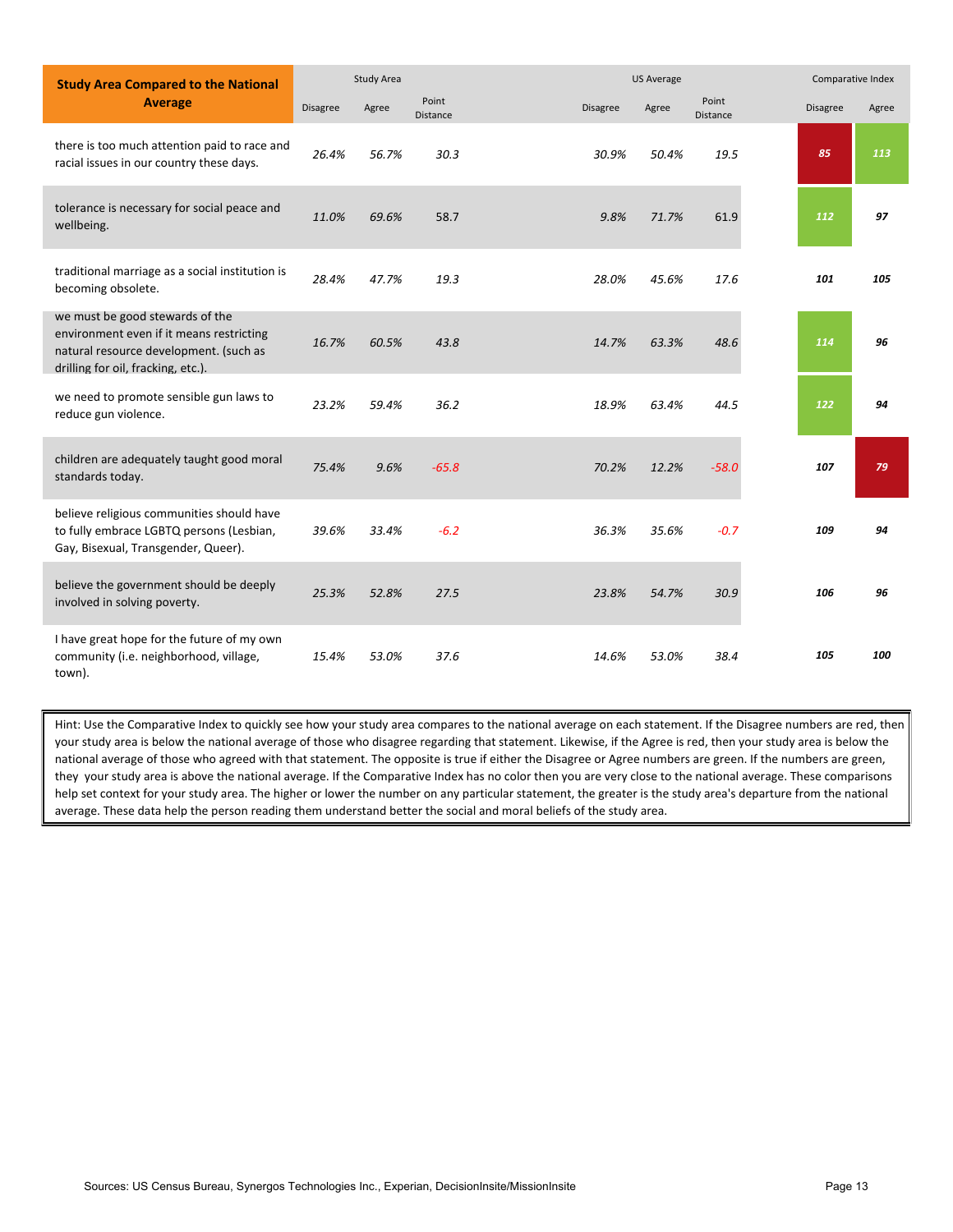| Study Area Compared to the National Average | Study Area | | | US Average | | | Comparative Index | |
|---|---|---|---|---|---|---|---|---|
| | Disagree | Agree | Point Distance | Disagree | Agree | Point Distance | Disagree | Agree |
| there is too much attention paid to race and racial issues in our country these days. | *26.4%* | *56.7%* | *30.3* | *30.9%* | *50.4%* | *19.5* | ***85*** | ***113*** |
| tolerance is necessary for social peace and wellbeing. | *11.0%* | *69.6%* | 58.7 | *9.8%* | *71.7%* | 61.9 | ***112*** | ***97*** |
| traditional marriage as a social institution is becoming obsolete. | *28.4%* | *47.7%* | *19.3* | *28.0%* | *45.6%* | *17.6* | ***101*** | ***105*** |
| we must be good stewards of the environment even if it means restricting natural resource development. (such as drilling for oil, fracking, etc.). | *16.7%* | *60.5%* | *43.8* | *14.7%* | *63.3%* | *48.6* | ***114*** | ***96*** |
| we need to promote sensible gun laws to reduce gun violence. | *23.2%* | *59.4%* | *36.2* | *18.9%* | *63.4%* | *44.5* | ***122*** | ***94*** |
| children are adequately taught good moral standards today. | *75.4%* | *9.6%* | *-65.8* | *70.2%* | *12.2%* | *-58.0* | ***107*** | ***79*** |
| believe religious communities should have to fully embrace LGBTQ persons (Lesbian, Gay, Bisexual, Transgender, Queer). | *39.6%* | *33.4%* | *-6.2* | *36.3%* | *35.6%* | *-0.7* | ***109*** | ***94*** |
| believe the government should be deeply involved in solving poverty. | *25.3%* | *52.8%* | *27.5* | *23.8%* | *54.7%* | *30.9* | ***106*** | ***96*** |
| I have great hope for the future of my own community (i.e. neighborhood, village, town). | *15.4%* | *53.0%* | *37.6* | *14.6%* | *53.0%* | *38.4* | ***105*** | ***100*** |

Hint: Use the Comparative Index to quickly see how your study area compares to the national average on each statement. If the Disagree numbers are red, then your study area is below the national average of those who disagree regarding that statement. Likewise, if the Agree is red, then your study area is below the national average of those who agreed with that statement. The opposite is true if either the Disagree or Agree numbers are green. If the numbers are green, they your study area is above the national average. If the Comparative Index has no color then you are very close to the national average. These comparisons help set context for your study area. The higher or lower the number on any particular statement, the greater is the study area's departure from the national average. These data help the person reading them understand better the social and moral beliefs of the study area.

Sources: US Census Bureau, Synergos Technologies Inc., Experian, DecisionInsite/MissionInsite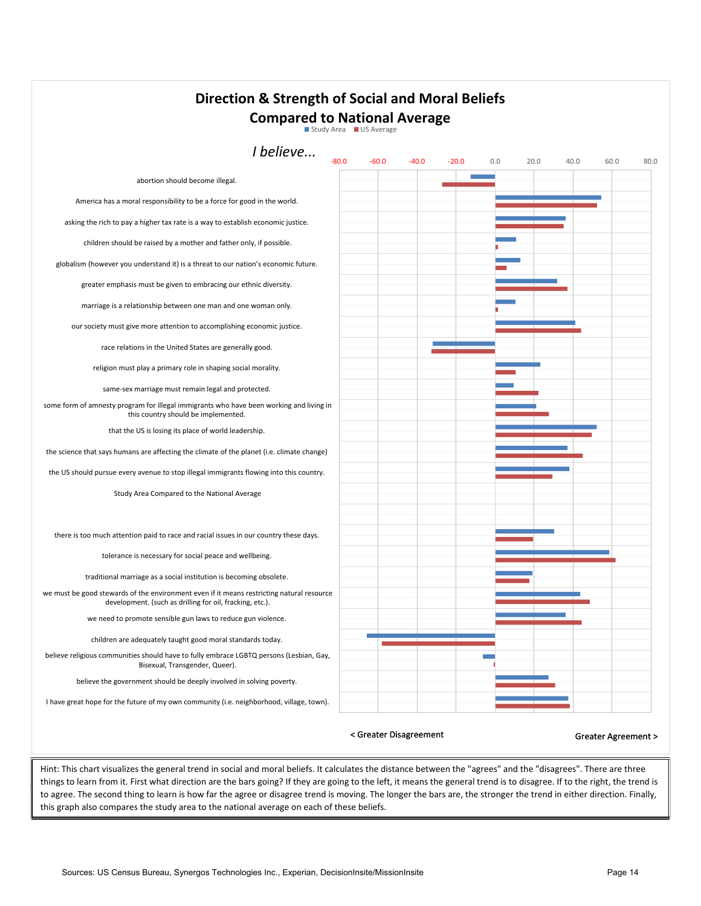# Direction & Strength of Social and Moral Beliefs Compared to National Average

Study Area | US Average

*I believe...*

-80.0 -60.0 -40.0 -20.0 0.0 20.0 40.0 60.0 80.0

abortion should become illegal.

America has a moral responsibility to be a force for good in the world.

asking the rich to pay a higher tax rate is a way to establish economic justice.

children should be raised by a mother and father only, if possible.

globalism (however you understand it) is a threat to our nation's economic future.

greater emphasis must be given to embracing our ethnic diversity.

marriage is a relationship between one man and one woman only.

our society must give more attention to accomplishing economic justice.

race relations in the United States are generally good.

religion must play a primary role in shaping social morality.

same-sex marriage must remain legal and protected.

some form of amnesty program for illegal immigrants who have been working and living in this country should be implemented.

that the US is losing its place of world leadership.

the science that says humans are affecting the climate of the planet (i.e. climate change)

the US should pursue every avenue to stop illegal immigrants flowing into this country.

Study Area Compared to the National Average

there is too much attention paid to race and racial issues in our country these days.

tolerance is necessary for social peace and wellbeing.

traditional marriage as a social institution is becoming obsolete.

we must be good stewards of the environment even if it means restricting natural resource development. (such as drilling for oil, fracking, etc.).

we need to promote sensible gun laws to reduce gun violence.

children are adequately taught good moral standards today.

believe religious communities should have to fully embrace LGBTQ persons (Lesbian, Gay, Bisexual, Transgender, Queer).

believe the government should be deeply involved in solving poverty.

I have great hope for the future of my own community (i.e. neighborhood, village, town).

< Greater Disagreement | Greater Agreement >

Hint: This chart visualizes the general trend in social and moral beliefs. It calculates the distance between the "agrees" and the "disagrees". There are three things to learn from it. First what direction are the bars going? If they are going to the left, it means the general trend is to disagree. If to the right, the trend is to agree. The second thing to learn is how far the agree or disagree trend is moving. The longer the bars are, the stronger the trend in either direction. Finally, this graph also compares the study area to the national average on each of these beliefs.

Sources: US Census Bureau, Synergos Technologies Inc., Experian, DecisionInsite/MissionInsite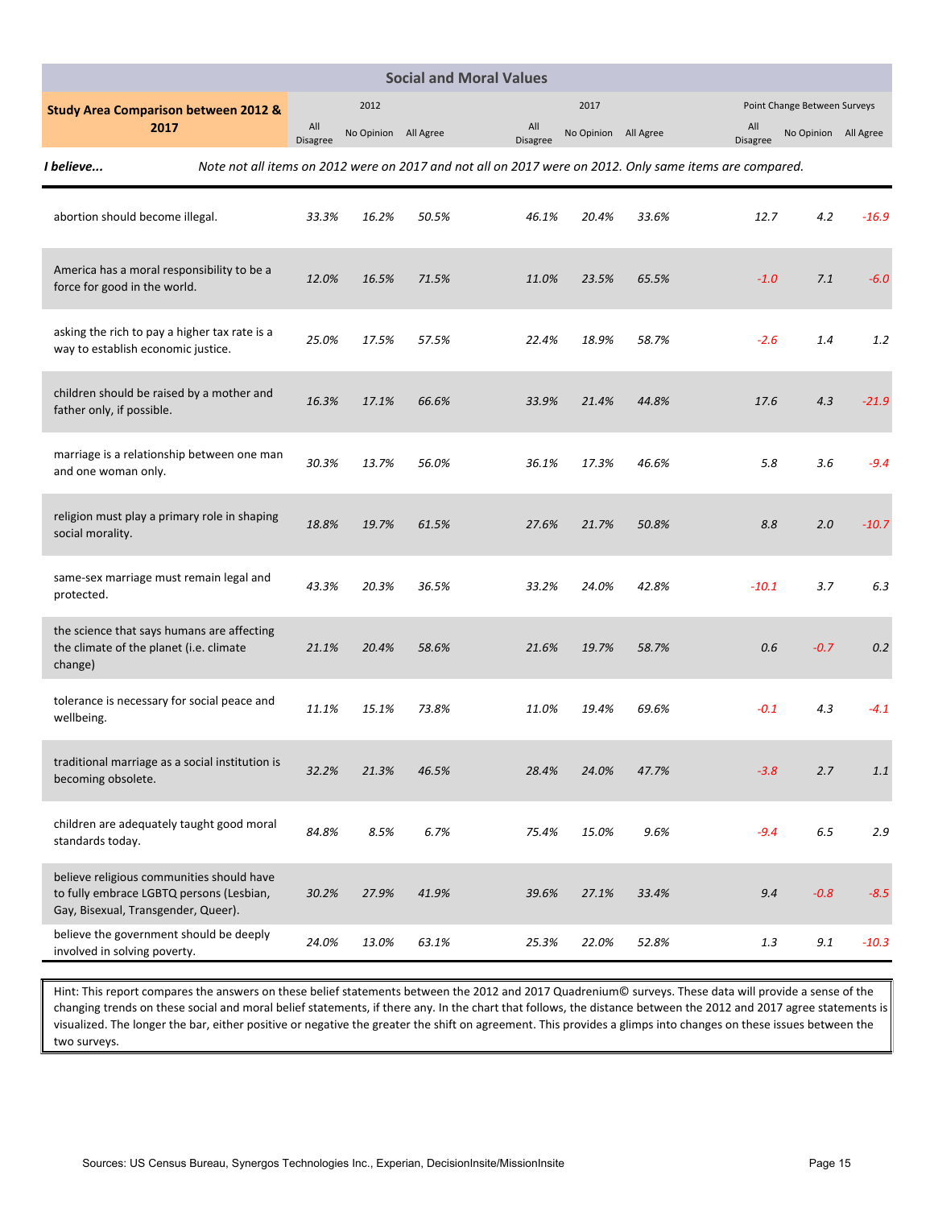## Social and Moral Values

| Study Area Comparison between 2012 & 2017 | 2012 | | | 2017 | | | Point Change Between Surveys | | |
|---|---|---|---|---|---|---|---|---|---|
| | All Disagree | No Opinion | All Agree | All Disagree | No Opinion | All Agree | All Disagree | No Opinion | All Agree |
| ***I believe...*** | | | | | | | | | |
| abortion should become illegal. | *33.3%* | *16.2%* | *50.5%* | *46.1%* | *20.4%* | *33.6%* | *12.7* | *4.2* | *-16.9* |
| America has a moral responsibility to be a force for good in the world. | *12.0%* | *16.5%* | *71.5%* | *11.0%* | *23.5%* | *65.5%* | *-1.0* | *7.1* | *-6.0* |
| asking the rich to pay a higher tax rate is a way to establish economic justice. | *25.0%* | *17.5%* | *57.5%* | *22.4%* | *18.9%* | *58.7%* | *-2.6* | *1.4* | *1.2* |
| children should be raised by a mother and father only, if possible. | *16.3%* | *17.1%* | *66.6%* | *33.9%* | *21.4%* | *44.8%* | *17.6* | *4.3* | *-21.9* |
| marriage is a relationship between one man and one woman only. | *30.3%* | *13.7%* | *56.0%* | *36.1%* | *17.3%* | *46.6%* | *5.8* | *3.6* | *-9.4* |
| religion must play a primary role in shaping social morality. | *18.8%* | *19.7%* | *61.5%* | *27.6%* | *21.7%* | *50.8%* | *8.8* | *2.0* | *-10.7* |
| same-sex marriage must remain legal and protected. | *43.3%* | *20.3%* | *36.5%* | *33.2%* | *24.0%* | *42.8%* | *-10.1* | *3.7* | *6.3* |
| the science that says humans are affecting the climate of the planet (i.e. climate change) | *21.1%* | *20.4%* | *58.6%* | *21.6%* | *19.7%* | *58.7%* | *0.6* | *-0.7* | *0.2* |
| tolerance is necessary for social peace and wellbeing. | *11.1%* | *15.1%* | *73.8%* | *11.0%* | *19.4%* | *69.6%* | *-0.1* | *4.3* | *-4.1* |
| traditional marriage as a social institution is becoming obsolete. | *32.2%* | *21.3%* | *46.5%* | *28.4%* | *24.0%* | *47.7%* | *-3.8* | *2.7* | *1.1* |
| children are adequately taught good moral standards today. | *84.8%* | *8.5%* | *6.7%* | *75.4%* | *15.0%* | *9.6%* | *-9.4* | *6.5* | *2.9* |
| believe religious communities should have to fully embrace LGBTQ persons (Lesbian, Gay, Bisexual, Transgender, Queer). | *30.2%* | *27.9%* | *41.9%* | *39.6%* | *27.1%* | *33.4%* | *9.4* | *-0.8* | *-8.5* |
| believe the government should be deeply involved in solving poverty. | *24.0%* | *13.0%* | *63.1%* | *25.3%* | *22.0%* | *52.8%* | *1.3* | *9.1* | *-10.3* |

*Note not all items on 2012 were on 2017 and not all on 2017 were on 2012. Only same items are compared.*

Hint: This report compares the answers on these belief statements between the 2012 and 2017 Quadrenium© surveys. These data will provide a sense of the changing trends on these social and moral belief statements, if there any. In the chart that follows, the distance between the 2012 and 2017 agree statements is visualized. The longer the bar, either positive or negative the greater the shift on agreement. This provides a glimps into changes on these issues between the two surveys.

Sources: US Census Bureau, Synergos Technologies Inc., Experian, DecisionInsite/MissionInsite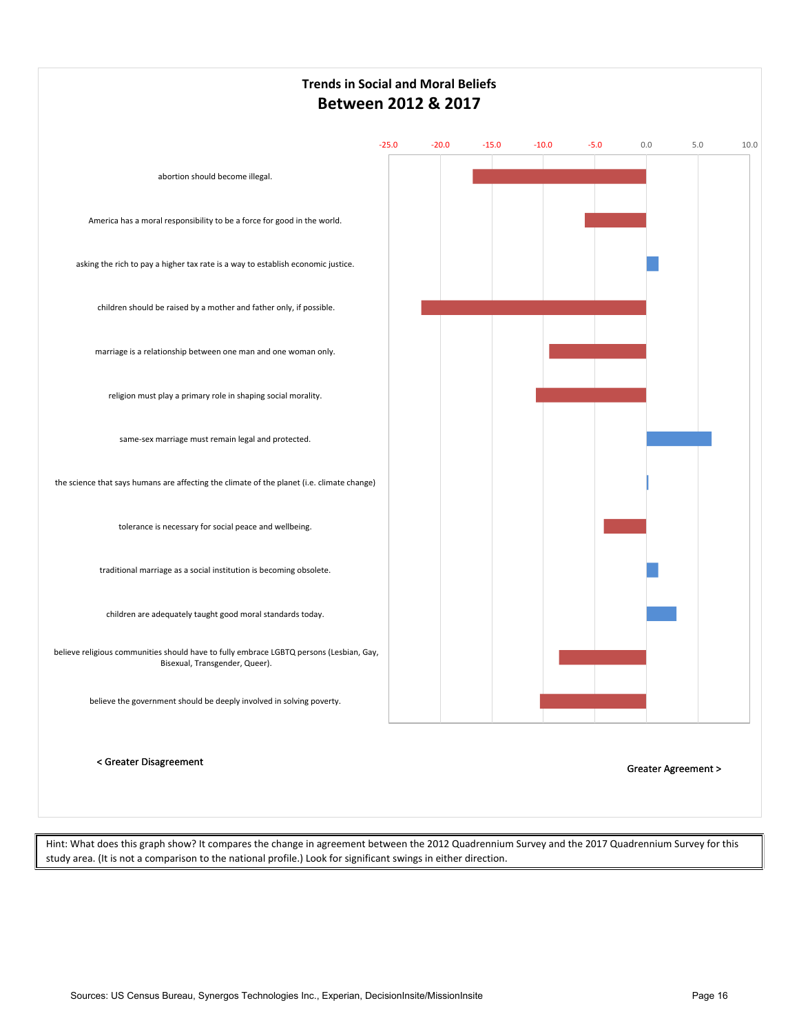## Trends in Social and Moral Beliefs

# Between 2012 & 2017

-25.0 -20.0 -15.0 -10.0 -5.0 0.0 5.0 10.0

- abortion should become illegal.
- America has a moral responsibility to be a force for good in the world.
- asking the rich to pay a higher tax rate is a way to establish economic justice.
- children should be raised by a mother and father only, if possible.
- marriage is a relationship between one man and one woman only.
- religion must play a primary role in shaping social morality.
- same-sex marriage must remain legal and protected.
- the science that says humans are affecting the climate of the planet (i.e. climate change)
- tolerance is necessary for social peace and wellbeing.
- traditional marriage as a social institution is becoming obsolete.
- children are adequately taught good moral standards today.
- believe religious communities should have to fully embrace LGBTQ persons (Lesbian, Gay, Bisexual, Transgender, Queer).
- believe the government should be deeply involved in solving poverty.

< Greater Disagreement

Greater Agreement >

Hint: What does this graph show? It compares the change in agreement between the 2012 Quadrennium Survey and the 2017 Quadrennium Survey for this study area. (It is not a comparison to the national profile.) Look for significant swings in either direction.

Sources: US Census Bureau, Synergos Technologies Inc., Experian, DecisionInsite/MissionInsite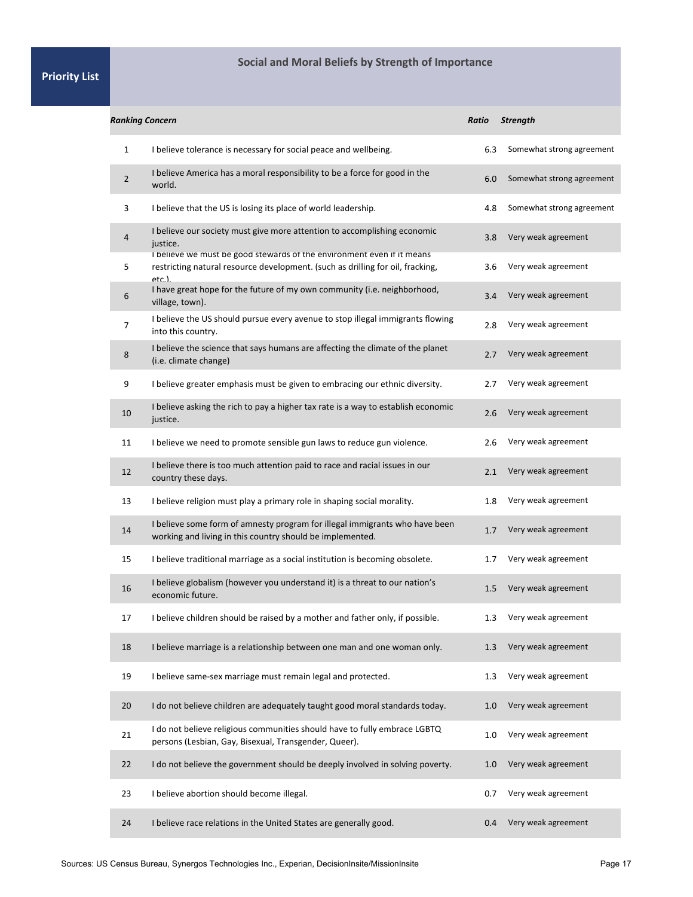**Priority List**

## Social and Moral Beliefs by Strength of Importance

| *Ranking* | *Concern* | *Ratio* | *Strength* |
|---|---|---|---|
| 1 | I believe tolerance is necessary for social peace and wellbeing. | 6.3 | Somewhat strong agreement |
| 2 | I believe America has a moral responsibility to be a force for good in the world. | 6.0 | Somewhat strong agreement |
| 3 | I believe that the US is losing its place of world leadership. | 4.8 | Somewhat strong agreement |
| 4 | I believe our society must give more attention to accomplishing economic justice. | 3.8 | Very weak agreement |
| 5 | I believe we must be good stewards of the environment even if it means restricting natural resource development. (such as drilling for oil, fracking, etc.). | 3.6 | Very weak agreement |
| 6 | I have great hope for the future of my own community (i.e. neighborhood, village, town). | 3.4 | Very weak agreement |
| 7 | I believe the US should pursue every avenue to stop illegal immigrants flowing into this country. | 2.8 | Very weak agreement |
| 8 | I believe the science that says humans are affecting the climate of the planet (i.e. climate change) | 2.7 | Very weak agreement |
| 9 | I believe greater emphasis must be given to embracing our ethnic diversity. | 2.7 | Very weak agreement |
| 10 | I believe asking the rich to pay a higher tax rate is a way to establish economic justice. | 2.6 | Very weak agreement |
| 11 | I believe we need to promote sensible gun laws to reduce gun violence. | 2.6 | Very weak agreement |
| 12 | I believe there is too much attention paid to race and racial issues in our country these days. | 2.1 | Very weak agreement |
| 13 | I believe religion must play a primary role in shaping social morality. | 1.8 | Very weak agreement |
| 14 | I believe some form of amnesty program for illegal immigrants who have been working and living in this country should be implemented. | 1.7 | Very weak agreement |
| 15 | I believe traditional marriage as a social institution is becoming obsolete. | 1.7 | Very weak agreement |
| 16 | I believe globalism (however you understand it) is a threat to our nation's economic future. | 1.5 | Very weak agreement |
| 17 | I believe children should be raised by a mother and father only, if possible. | 1.3 | Very weak agreement |
| 18 | I believe marriage is a relationship between one man and one woman only. | 1.3 | Very weak agreement |
| 19 | I believe same-sex marriage must remain legal and protected. | 1.3 | Very weak agreement |
| 20 | I do not believe children are adequately taught good moral standards today. | 1.0 | Very weak agreement |
| 21 | I do not believe religious communities should have to fully embrace LGBTQ persons (Lesbian, Gay, Bisexual, Transgender, Queer). | 1.0 | Very weak agreement |
| 22 | I do not believe the government should be deeply involved in solving poverty. | 1.0 | Very weak agreement |
| 23 | I believe abortion should become illegal. | 0.7 | Very weak agreement |
| 24 | I believe race relations in the United States are generally good. | 0.4 | Very weak agreement |

Sources: US Census Bureau, Synergos Technologies Inc., Experian, DecisionInsite/MissionInsite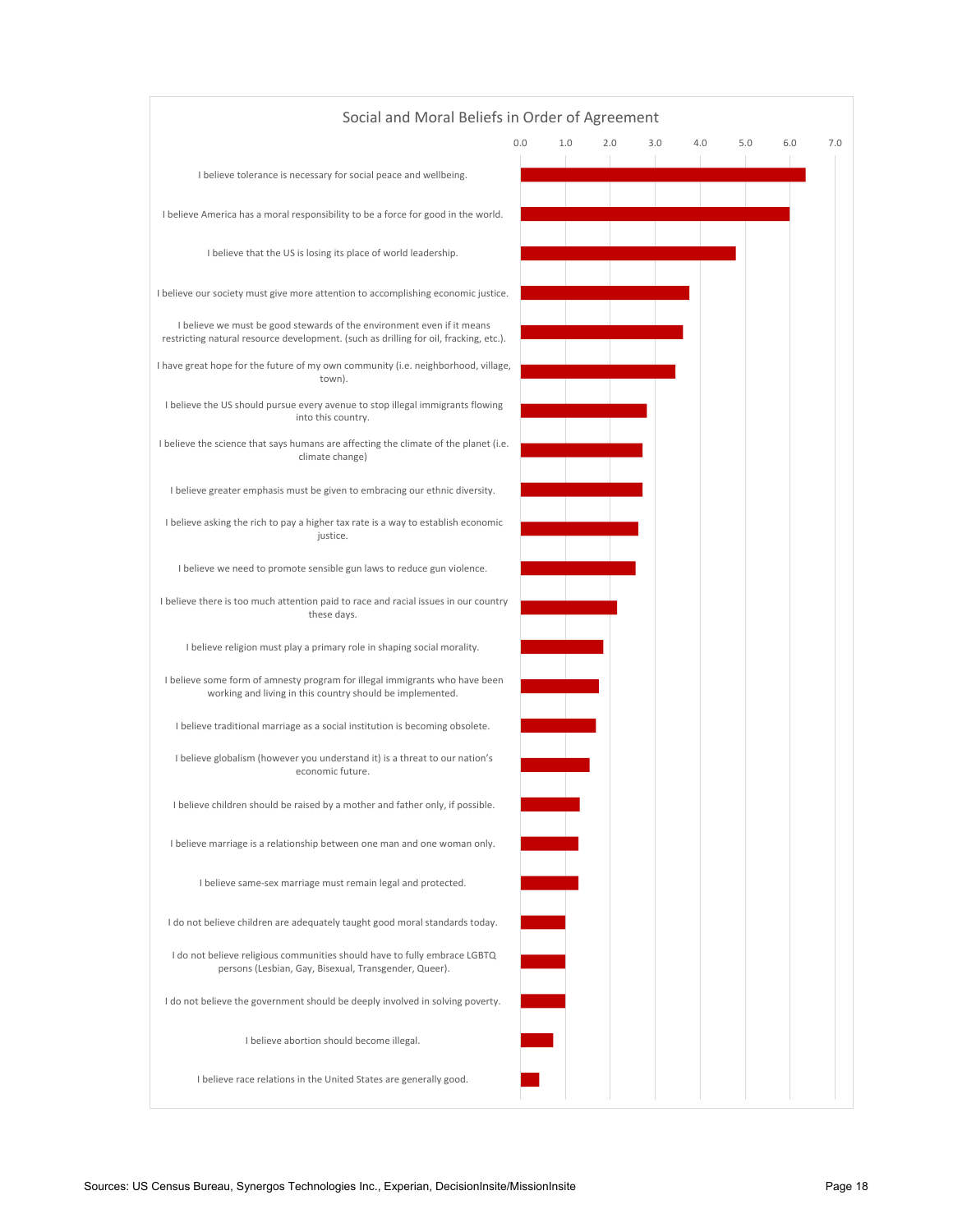## Social and Moral Beliefs in Order of Agreement

| Belief | Value (approx.) |
|---|---|
| I believe tolerance is necessary for social peace and wellbeing. | 6.3 |
| I believe America has a moral responsibility to be a force for good in the world. | 6.0 |
| I believe that the US is losing its place of world leadership. | 4.8 |
| I believe our society must give more attention to accomplishing economic justice. | 3.8 |
| I believe we must be good stewards of the environment even if it means restricting natural resource development. (such as drilling for oil, fracking, etc.). | 3.6 |
| I have great hope for the future of my own community (i.e. neighborhood, village, town). | 3.4 |
| I believe the US should pursue every avenue to stop illegal immigrants flowing into this country. | 2.8 |
| I believe the science that says humans are affecting the climate of the planet (i.e. climate change) | 2.7 |
| I believe greater emphasis must be given to embracing our ethnic diversity. | 2.7 |
| I believe asking the rich to pay a higher tax rate is a way to establish economic justice. | 2.6 |
| I believe we need to promote sensible gun laws to reduce gun violence. | 2.6 |
| I believe there is too much attention paid to race and racial issues in our country these days. | 2.1 |
| I believe religion must play a primary role in shaping social morality. | 1.8 |
| I believe some form of amnesty program for illegal immigrants who have been working and living in this country should be implemented. | 1.7 |
| I believe traditional marriage as a social institution is becoming obsolete. | 1.7 |
| I believe globalism (however you understand it) is a threat to our nation's economic future. | 1.5 |
| I believe children should be raised by a mother and father only, if possible. | 1.3 |
| I believe marriage is a relationship between one man and one woman only. | 1.3 |
| I believe same-sex marriage must remain legal and protected. | 1.3 |
| I do not believe children are adequately taught good moral standards today. | 1.0 |
| I do not believe religious communities should have to fully embrace LGBTQ persons (Lesbian, Gay, Bisexual, Transgender, Queer). | 1.0 |
| I do not believe the government should be deeply involved in solving poverty. | 1.0 |
| I believe abortion should become illegal. | 0.7 |
| I believe race relations in the United States are generally good. | 0.4 |

Sources: US Census Bureau, Synergos Technologies Inc., Experian, DecisionInsite/MissionInsite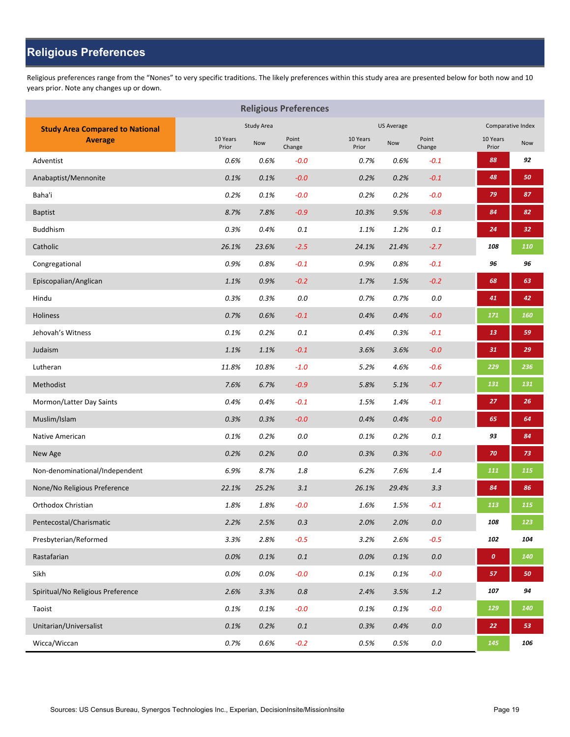# Religious Preferences

Religious preferences range from the "Nones" to very specific traditions. The likely preferences within this study area are presented below for both now and 10 years prior. Note any changes up or down.

| Religious Preferences | | | | | | | | |
|---|---|---|---|---|---|---|---|---|
| **Study Area Compared to National Average** | Study Area | | | US Average | | | Comparative Index | |
| | 10 Years Prior | Now | Point Change | 10 Years Prior | Now | Point Change | 10 Years Prior | Now |
| Adventist | 0.6% | 0.6% | -0.0 | 0.7% | 0.6% | -0.1 | 88 | 92 |
| Anabaptist/Mennonite | 0.1% | 0.1% | -0.0 | 0.2% | 0.2% | -0.1 | 48 | 50 |
| Baha'i | 0.2% | 0.1% | -0.0 | 0.2% | 0.2% | -0.0 | 79 | 87 |
| Baptist | 8.7% | 7.8% | -0.9 | 10.3% | 9.5% | -0.8 | 84 | 82 |
| Buddhism | 0.3% | 0.4% | 0.1 | 1.1% | 1.2% | 0.1 | 24 | 32 |
| Catholic | 26.1% | 23.6% | -2.5 | 24.1% | 21.4% | -2.7 | 108 | 110 |
| Congregational | 0.9% | 0.8% | -0.1 | 0.9% | 0.8% | -0.1 | 96 | 96 |
| Episcopalian/Anglican | 1.1% | 0.9% | -0.2 | 1.7% | 1.5% | -0.2 | 68 | 63 |
| Hindu | 0.3% | 0.3% | 0.0 | 0.7% | 0.7% | 0.0 | 41 | 42 |
| Holiness | 0.7% | 0.6% | -0.1 | 0.4% | 0.4% | -0.0 | 171 | 160 |
| Jehovah's Witness | 0.1% | 0.2% | 0.1 | 0.4% | 0.3% | -0.1 | 13 | 59 |
| Judaism | 1.1% | 1.1% | -0.1 | 3.6% | 3.6% | -0.0 | 31 | 29 |
| Lutheran | 11.8% | 10.8% | -1.0 | 5.2% | 4.6% | -0.6 | 229 | 236 |
| Methodist | 7.6% | 6.7% | -0.9 | 5.8% | 5.1% | -0.7 | 131 | 131 |
| Mormon/Latter Day Saints | 0.4% | 0.4% | -0.1 | 1.5% | 1.4% | -0.1 | 27 | 26 |
| Muslim/Islam | 0.3% | 0.3% | -0.0 | 0.4% | 0.4% | -0.0 | 65 | 64 |
| Native American | 0.1% | 0.2% | 0.0 | 0.1% | 0.2% | 0.1 | 93 | 84 |
| New Age | 0.2% | 0.2% | 0.0 | 0.3% | 0.3% | -0.0 | 70 | 73 |
| Non-denominational/Independent | 6.9% | 8.7% | 1.8 | 6.2% | 7.6% | 1.4 | 111 | 115 |
| None/No Religious Preference | 22.1% | 25.2% | 3.1 | 26.1% | 29.4% | 3.3 | 84 | 86 |
| Orthodox Christian | 1.8% | 1.8% | -0.0 | 1.6% | 1.5% | -0.1 | 113 | 115 |
| Pentecostal/Charismatic | 2.2% | 2.5% | 0.3 | 2.0% | 2.0% | 0.0 | 108 | 123 |
| Presbyterian/Reformed | 3.3% | 2.8% | -0.5 | 3.2% | 2.6% | -0.5 | 102 | 104 |
| Rastafarian | 0.0% | 0.1% | 0.1 | 0.0% | 0.1% | 0.0 | 0 | 140 |
| Sikh | 0.0% | 0.0% | -0.0 | 0.1% | 0.1% | -0.0 | 57 | 50 |
| Spiritual/No Religious Preference | 2.6% | 3.3% | 0.8 | 2.4% | 3.5% | 1.2 | 107 | 94 |
| Taoist | 0.1% | 0.1% | -0.0 | 0.1% | 0.1% | -0.0 | 129 | 140 |
| Unitarian/Universalist | 0.1% | 0.2% | 0.1 | 0.3% | 0.4% | 0.0 | 22 | 53 |
| Wicca/Wiccan | 0.7% | 0.6% | -0.2 | 0.5% | 0.5% | 0.0 | 145 | 106 |

Sources: US Census Bureau, Synergos Technologies Inc., Experian, DecisionInsite/MissionInsite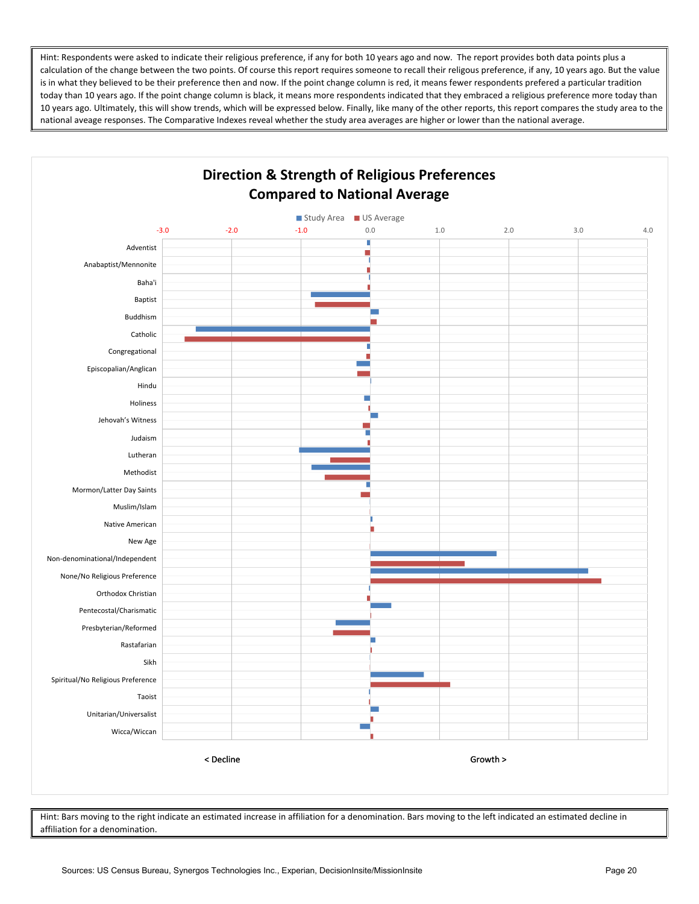Hint: Respondents were asked to indicate their religious preference, if any for both 10 years ago and now. The report provides both data points plus a calculation of the change between the two points. Of course this report requires someone to recall their religous preference, if any, 10 years ago. But the value is in what they believed to be their preference then and now. If the point change column is red, it means fewer respondents prefered a particular tradition today than 10 years ago. If the point change column is black, it means more respondents indicated that they embraced a religious preference more today than 10 years ago. Ultimately, this will show trends, which will be expressed below. Finally, like many of the other reports, this report compares the study area to the national aveage responses. The Comparative Indexes reveal whether the study area averages are higher or lower than the national average.

## Direction & Strength of Religious Preferences Compared to National Average

Study Area | US Average

-3.0 | -2.0 | -1.0 | 0.0 | 1.0 | 2.0 | 3.0 | 4.0

Adventist
Anabaptist/Mennonite
Baha'i
Baptist
Buddhism
Catholic
Congregational
Episcopalian/Anglican
Hindu
Holiness
Jehovah's Witness
Judaism
Lutheran
Methodist
Mormon/Latter Day Saints
Muslim/Islam
Native American
New Age
Non-denominational/Independent
None/No Religious Preference
Orthodox Christian
Pentecostal/Charismatic
Presbyterian/Reformed
Rastafarian
Sikh
Spiritual/No Religious Preference
Taoist
Unitarian/Universalist
Wicca/Wiccan

< Decline | Growth >

Hint: Bars moving to the right indicate an estimated increase in affiliation for a denomination. Bars moving to the left indicated an estimated decline in affiliation for a denomination.

Sources: US Census Bureau, Synergos Technologies Inc., Experian, DecisionInsite/MissionInsite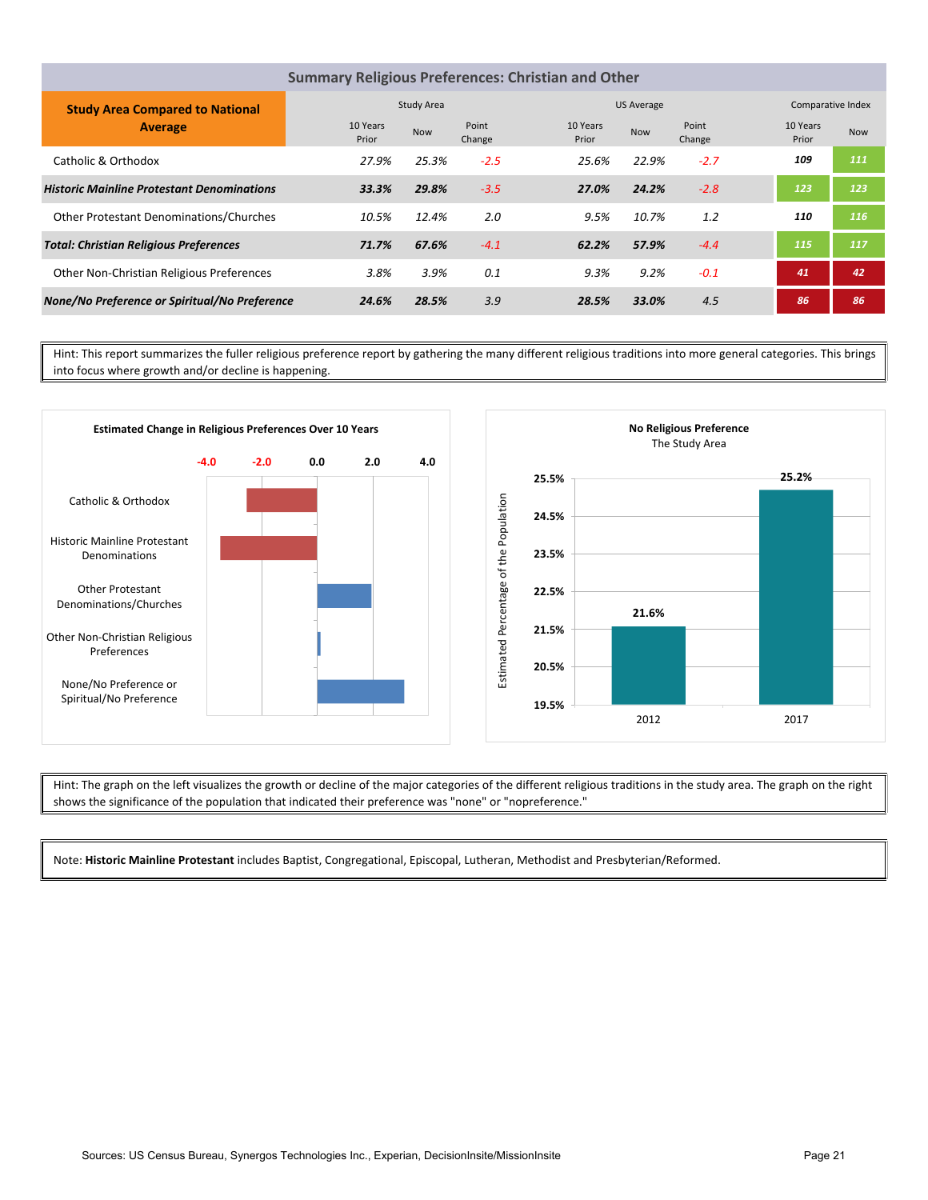## Summary Religious Preferences: Christian and Other

| Study Area Compared to National Average | Study Area | | | US Average | | | Comparative Index | |
|---|---|---|---|---|---|---|---|---|
| | 10 Years Prior | Now | Point Change | 10 Years Prior | Now | Point Change | 10 Years Prior | Now |
| Catholic & Orthodox | 27.9% | 25.3% | -2.5 | 25.6% | 22.9% | -2.7 | 109 | 111 |
| ***Historic Mainline Protestant Denominations*** | ***33.3%*** | ***29.8%*** | *-3.5* | ***27.0%*** | ***24.2%*** | *-2.8* | 123 | 123 |
| Other Protestant Denominations/Churches | 10.5% | 12.4% | 2.0 | 9.5% | 10.7% | 1.2 | 110 | 116 |
| ***Total: Christian Religious Preferences*** | ***71.7%*** | ***67.6%*** | *-4.1* | ***62.2%*** | ***57.9%*** | *-4.4* | 115 | 117 |
| Other Non-Christian Religious Preferences | 3.8% | 3.9% | 0.1 | 9.3% | 9.2% | -0.1 | 41 | 42 |
| ***None/No Preference or Spiritual/No Preference*** | ***24.6%*** | ***28.5%*** | *3.9* | ***28.5%*** | ***33.0%*** | *4.5* | 86 | 86 |

Hint: This report summarizes the fuller religious preference report by gathering the many different religious traditions into more general categories. This brings into focus where growth and/or decline is happening.

**Estimated Change in Religious Preferences Over 10 Years**

| Category | Point Change |
|---|---|
| Catholic & Orthodox | -2.5 |
| Historic Mainline Protestant Denominations | -3.5 |
| Other Protestant Denominations/Churches | 2.0 |
| Other Non-Christian Religious Preferences | 0.1 |
| None/No Preference or Spiritual/No Preference | 3.9 |

**No Religious Preference**
The Study Area

| Year | Estimated Percentage of the Population |
|---|---|
| 2012 | 21.6% |
| 2017 | 25.2% |

Hint: The graph on the left visualizes the growth or decline of the major categories of the different religious traditions in the study area. The graph on the right shows the significance of the population that indicated their preference was "none" or "nopreference."

Note: **Historic Mainline Protestant** includes Baptist, Congregational, Episcopal, Lutheran, Methodist and Presbyterian/Reformed.

Sources: US Census Bureau, Synergos Technologies Inc., Experian, DecisionInsite/MissionInsite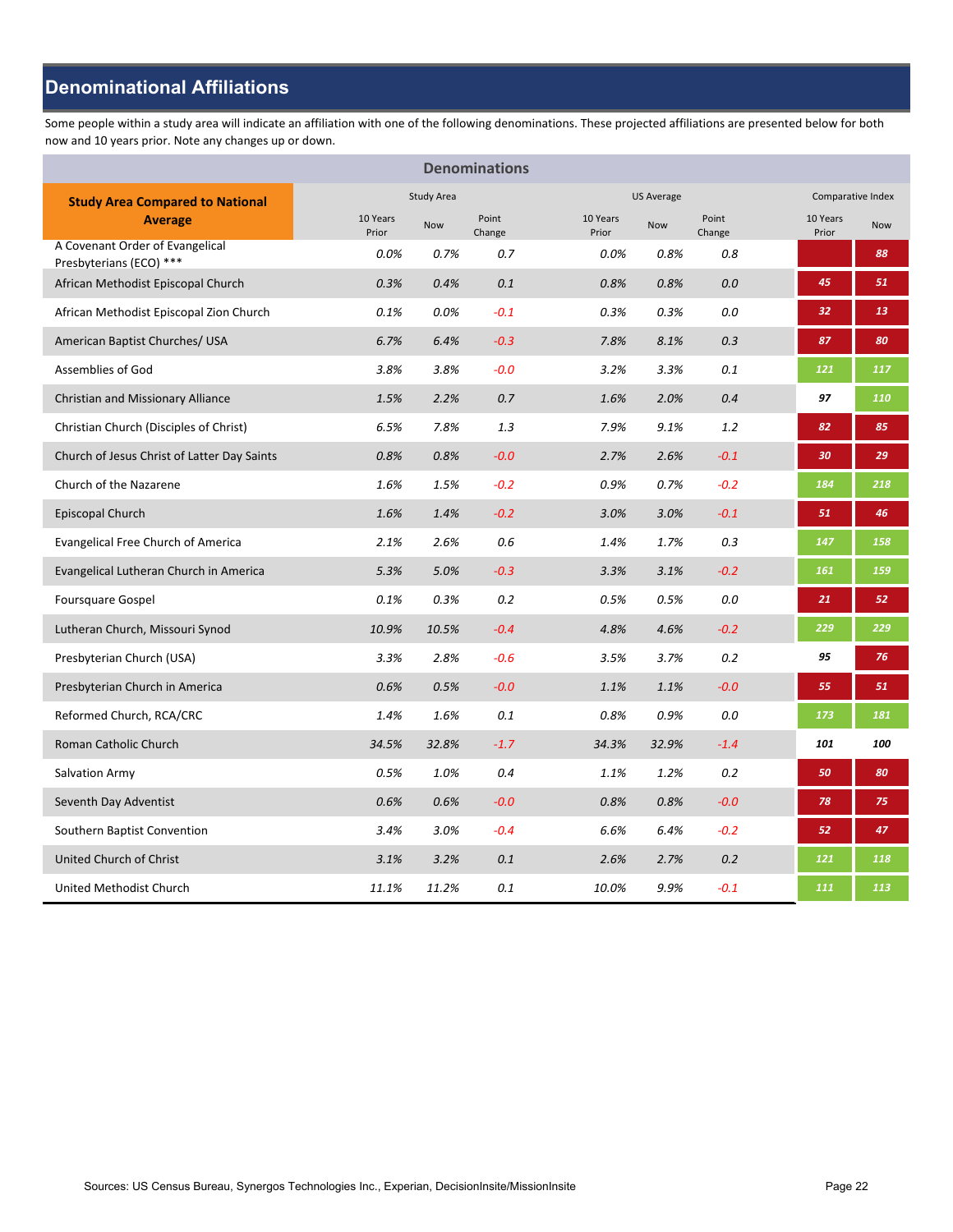## Denominational Affiliations

Some people within a study area will indicate an affiliation with one of the following denominations. These projected affiliations are presented below for both now and 10 years prior. Note any changes up or down.

### Denominations

| Study Area Compared to National Average | Study Area | | | US Average | | | Comparative Index | |
|---|---|---|---|---|---|---|---|---|
| | 10 Years Prior | Now | Point Change | 10 Years Prior | Now | Point Change | 10 Years Prior | Now |
| A Covenant Order of Evangelical Presbyterians (ECO) *** | 0.0% | 0.7% | 0.7 | 0.0% | 0.8% | 0.8 | | 88 |
| African Methodist Episcopal Church | 0.3% | 0.4% | 0.1 | 0.8% | 0.8% | 0.0 | 45 | 51 |
| African Methodist Episcopal Zion Church | 0.1% | 0.0% | -0.1 | 0.3% | 0.3% | 0.0 | 32 | 13 |
| American Baptist Churches/ USA | 6.7% | 6.4% | -0.3 | 7.8% | 8.1% | 0.3 | 87 | 80 |
| Assemblies of God | 3.8% | 3.8% | -0.0 | 3.2% | 3.3% | 0.1 | 121 | 117 |
| Christian and Missionary Alliance | 1.5% | 2.2% | 0.7 | 1.6% | 2.0% | 0.4 | 97 | 110 |
| Christian Church (Disciples of Christ) | 6.5% | 7.8% | 1.3 | 7.9% | 9.1% | 1.2 | 82 | 85 |
| Church of Jesus Christ of Latter Day Saints | 0.8% | 0.8% | -0.0 | 2.7% | 2.6% | -0.1 | 30 | 29 |
| Church of the Nazarene | 1.6% | 1.5% | -0.2 | 0.9% | 0.7% | -0.2 | 184 | 218 |
| Episcopal Church | 1.6% | 1.4% | -0.2 | 3.0% | 3.0% | -0.1 | 51 | 46 |
| Evangelical Free Church of America | 2.1% | 2.6% | 0.6 | 1.4% | 1.7% | 0.3 | 147 | 158 |
| Evangelical Lutheran Church in America | 5.3% | 5.0% | -0.3 | 3.3% | 3.1% | -0.2 | 161 | 159 |
| Foursquare Gospel | 0.1% | 0.3% | 0.2 | 0.5% | 0.5% | 0.0 | 21 | 52 |
| Lutheran Church, Missouri Synod | 10.9% | 10.5% | -0.4 | 4.8% | 4.6% | -0.2 | 229 | 229 |
| Presbyterian Church (USA) | 3.3% | 2.8% | -0.6 | 3.5% | 3.7% | 0.2 | 95 | 76 |
| Presbyterian Church in America | 0.6% | 0.5% | -0.0 | 1.1% | 1.1% | -0.0 | 55 | 51 |
| Reformed Church, RCA/CRC | 1.4% | 1.6% | 0.1 | 0.8% | 0.9% | 0.0 | 173 | 181 |
| Roman Catholic Church | 34.5% | 32.8% | -1.7 | 34.3% | 32.9% | -1.4 | 101 | 100 |
| Salvation Army | 0.5% | 1.0% | 0.4 | 1.1% | 1.2% | 0.2 | 50 | 80 |
| Seventh Day Adventist | 0.6% | 0.6% | -0.0 | 0.8% | 0.8% | -0.0 | 78 | 75 |
| Southern Baptist Convention | 3.4% | 3.0% | -0.4 | 6.6% | 6.4% | -0.2 | 52 | 47 |
| United Church of Christ | 3.1% | 3.2% | 0.1 | 2.6% | 2.7% | 0.2 | 121 | 118 |
| United Methodist Church | 11.1% | 11.2% | 0.1 | 10.0% | 9.9% | -0.1 | 111 | 113 |

Sources: US Census Bureau, Synergos Technologies Inc., Experian, DecisionInsite/MissionInsite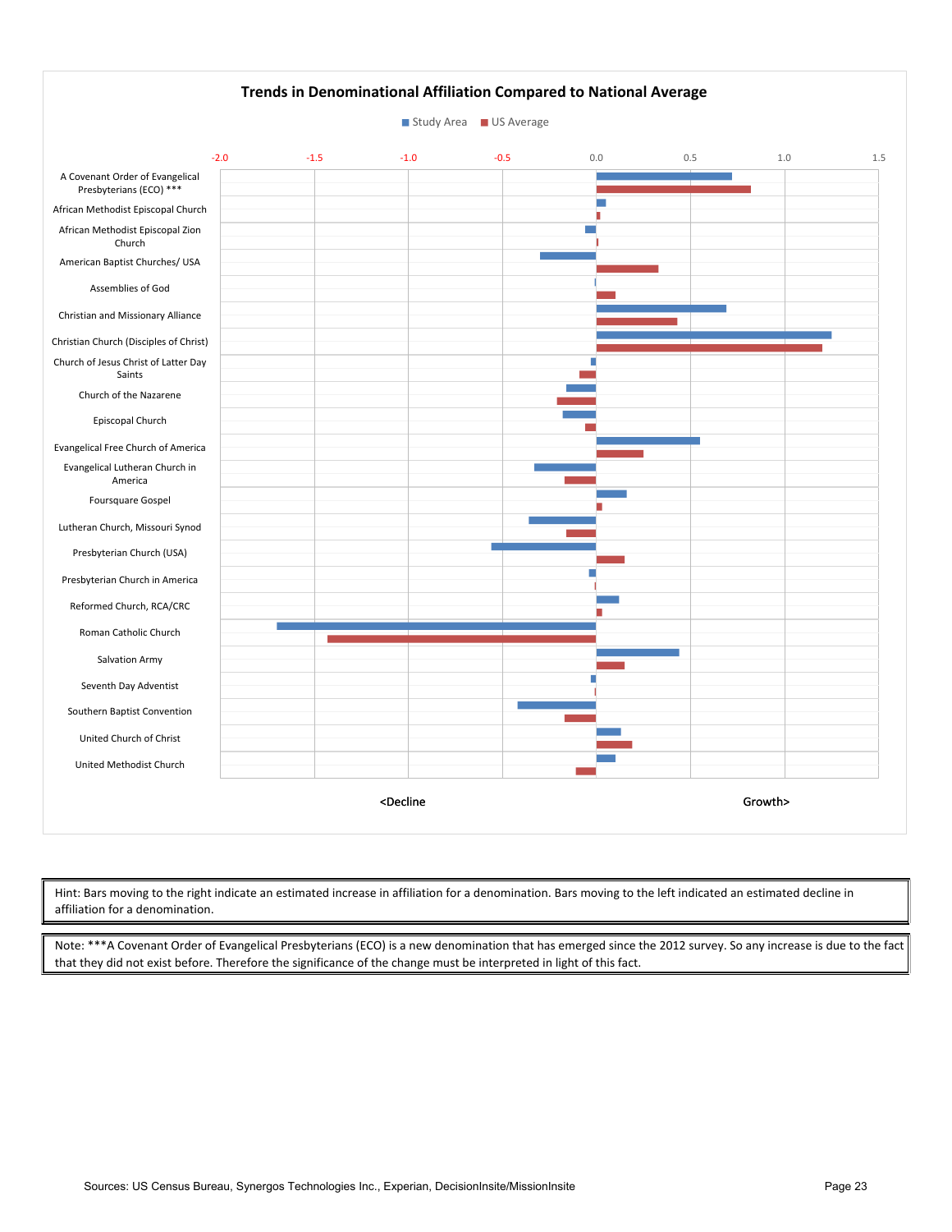## Trends in Denominational Affiliation Compared to National Average

Study Area | US Average

-2.0 | -1.5 | -1.0 | -0.5 | 0.0 | 0.5 | 1.0 | 1.5

- A Covenant Order of Evangelical Presbyterians (ECO) ***
- African Methodist Episcopal Church
- African Methodist Episcopal Zion Church
- American Baptist Churches/ USA
- Assemblies of God
- Christian and Missionary Alliance
- Christian Church (Disciples of Christ)
- Church of Jesus Christ of Latter Day Saints
- Church of the Nazarene
- Episcopal Church
- Evangelical Free Church of America
- Evangelical Lutheran Church in America
- Foursquare Gospel
- Lutheran Church, Missouri Synod
- Presbyterian Church (USA)
- Presbyterian Church in America
- Reformed Church, RCA/CRC
- Roman Catholic Church
- Salvation Army
- Seventh Day Adventist
- Southern Baptist Convention
- United Church of Christ
- United Methodist Church

<Decline | Growth>

Hint: Bars moving to the right indicate an estimated increase in affiliation for a denomination. Bars moving to the left indicated an estimated decline in affiliation for a denomination.

Note: ***A Covenant Order of Evangelical Presbyterians (ECO) is a new denomination that has emerged since the 2012 survey. So any increase is due to the fact that they did not exist before. Therefore the significance of the change must be interpreted in light of this fact.

Sources: US Census Bureau, Synergos Technologies Inc., Experian, DecisionInsite/MissionInsite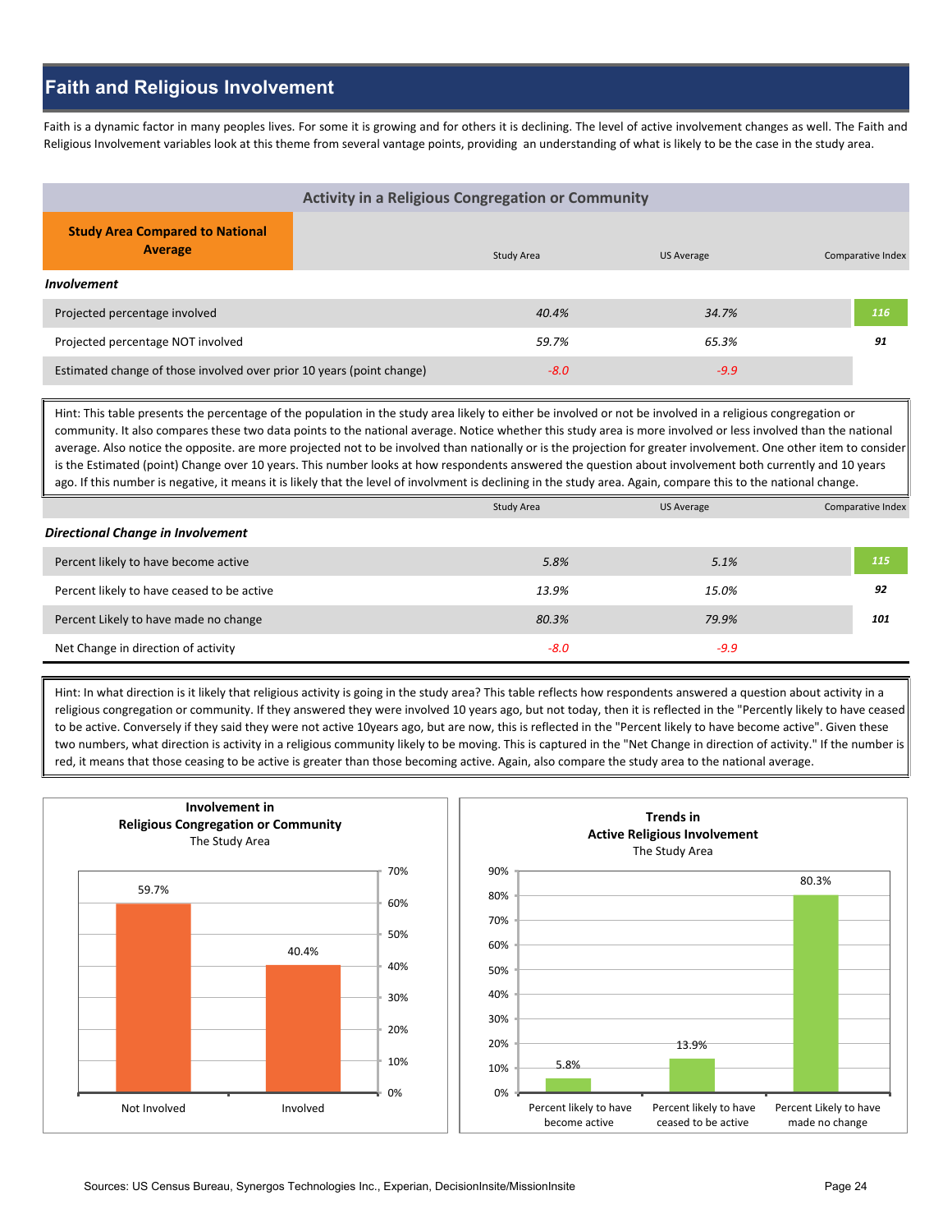## Faith and Religious Involvement

Faith is a dynamic factor in many peoples lives. For some it is growing and for others it is declining. The level of active involvement changes as well. The Faith and Religious Involvement variables look at this theme from several vantage points, providing an understanding of what is likely to be the case in the study area.

### Activity in a Religious Congregation or Community

| **Study Area Compared to National Average** | Study Area | US Average | Comparative Index |
|---|---|---|---|
| ***Involvement*** | | | |
| Projected percentage involved | *40.4%* | *34.7%* | *116* |
| Projected percentage NOT involved | *59.7%* | *65.3%* | *91* |
| Estimated change of those involved over prior 10 years (point change) | *-8.0* | *-9.9* | |

Hint: This table presents the percentage of the population in the study area likely to either be involved or not be involved in a religious congregation or community. It also compares these two data points to the national average. Notice whether this study area is more involved or less involved than the national average. Also notice the opposite. are more projected not to be involved than nationally or is the projection for greater involvement. One other item to consider is the Estimated (point) Change over 10 years. This number looks at how respondents answered the question about involvement both currently and 10 years ago. If this number is negative, it means it is likely that the level of involvment is declining in the study area. Again, compare this to the national change.

| | Study Area | US Average | Comparative Index |
|---|---|---|---|
| ***Directional Change in Involvement*** | | | |
| Percent likely to have become active | *5.8%* | *5.1%* | *115* |
| Percent likely to have ceased to be active | *13.9%* | *15.0%* | *92* |
| Percent Likely to have made no change | *80.3%* | *79.9%* | *101* |
| Net Change in direction of activity | *-8.0* | *-9.9* | |

Hint: In what direction is it likely that religious activity is going in the study area? This table reflects how respondents answered a question about activity in a religious congregation or community. If they answered they were involved 10 years ago, but not today, then it is reflected in the "Percently likely to have ceased to be active. Conversely if they said they were not active 10years ago, but are now, this is reflected in the "Percent likely to have become active". Given these two numbers, what direction is activity in a religious community likely to be moving. This is captured in the "Net Change in direction of activity." If the number is red, it means that those ceasing to be active is greater than those becoming active. Again, also compare the study area to the national average.

**Involvement in Religious Congregation or Community**
The Study Area

| Category | Percent |
|---|---|
| Not Involved | 59.7% |
| Involved | 40.4% |

**Trends in Active Religious Involvement**
The Study Area

| Category | Percent |
|---|---|
| Percent likely to have become active | 5.8% |
| Percent likely to have ceased to be active | 13.9% |
| Percent Likely to have made no change | 80.3% |

Sources: US Census Bureau, Synergos Technologies Inc., Experian, DecisionInsite/MissionInsite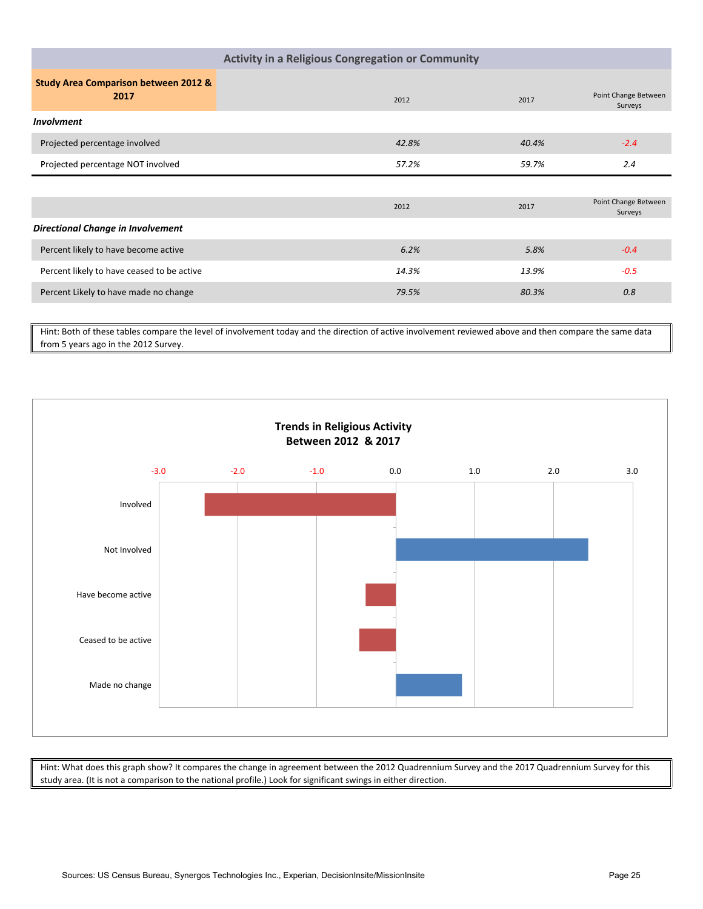## Activity in a Religious Congregation or Community

| Study Area Comparison between 2012 & 2017 | 2012 | 2017 | Point Change Between Surveys |
|---|---|---|---|
| ***Involvment*** | | | |
| Projected percentage involved | *42.8%* | *40.4%* | *-2.4* |
| Projected percentage NOT involved | *57.2%* | *59.7%* | 2.4 |

| | 2012 | 2017 | Point Change Between Surveys |
|---|---|---|---|
| ***Directional Change in Involvement*** | | | |
| Percent likely to have become active | *6.2%* | *5.8%* | *-0.4* |
| Percent likely to have ceased to be active | *14.3%* | *13.9%* | *-0.5* |
| Percent Likely to have made no change | *79.5%* | *80.3%* | *0.8* |

Hint: Both of these tables compare the level of involvement today and the direction of active involvement reviewed above and then compare the same data from 5 years ago in the 2012 Survey.

**Trends in Religious Activity Between 2012 & 2017**

| Category | Point Change |
|---|---|
| Involved | -2.4 |
| Not Involved | 2.4 |
| Have become active | -0.4 |
| Ceased to be active | -0.5 |
| Made no change | 0.8 |

Hint: What does this graph show? It compares the change in agreement between the 2012 Quadrennium Survey and the 2017 Quadrennium Survey for this study area. (It is not a comparison to the national profile.) Look for significant swings in either direction.

Sources: US Census Bureau, Synergos Technologies Inc., Experian, DecisionInsite/MissionInsite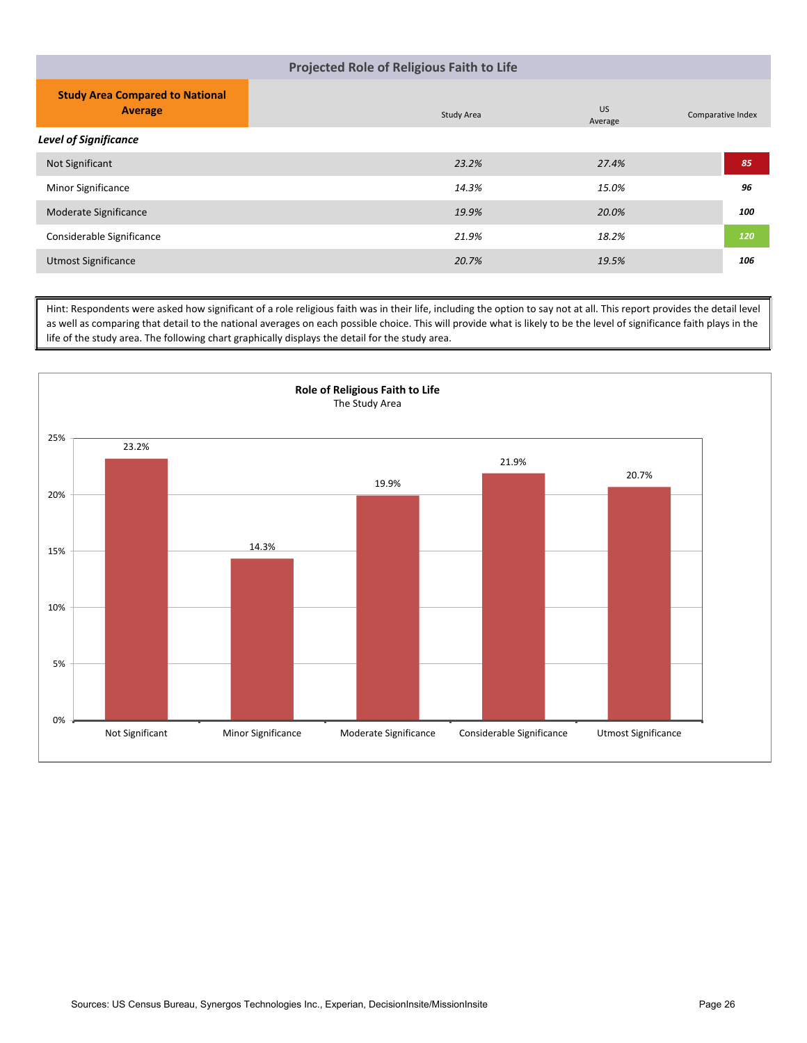## Projected Role of Religious Faith to Life

| **Study Area Compared to National Average** | Study Area | US Average | Comparative Index |
|---|---|---|---|
| ***Level of Significance*** | | | |
| Not Significant | *23.2%* | *27.4%* | ***85*** |
| Minor Significance | *14.3%* | *15.0%* | ***96*** |
| Moderate Significance | *19.9%* | *20.0%* | ***100*** |
| Considerable Significance | *21.9%* | *18.2%* | ***120*** |
| Utmost Significance | *20.7%* | *19.5%* | ***106*** |

Hint: Respondents were asked how significant of a role religious faith was in their life, including the option to say not at all. This report provides the detail level as well as comparing that detail to the national averages on each possible choice. This will provide what is likely to be the level of significance faith plays in the life of the study area. The following chart graphically displays the detail for the study area.

**Role of Religious Faith to Life**
The Study Area

| Level of Significance | Study Area |
|---|---|
| Not Significant | 23.2% |
| Minor Significance | 14.3% |
| Moderate Significance | 19.9% |
| Considerable Significance | 21.9% |
| Utmost Significance | 20.7% |

Sources: US Census Bureau, Synergos Technologies Inc., Experian, DecisionInsite/MissionInsite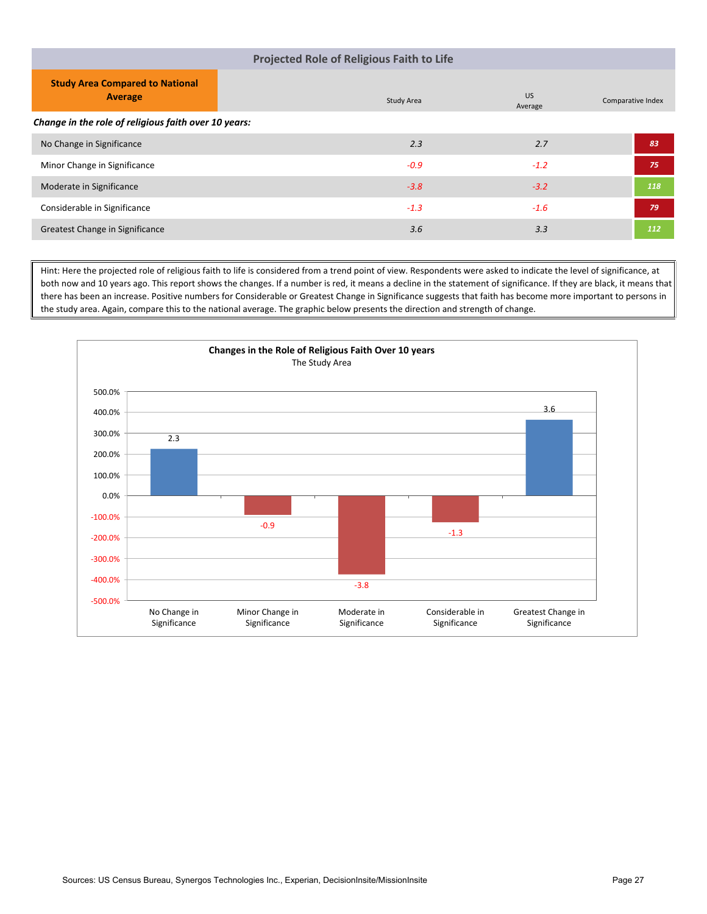## Projected Role of Religious Faith to Life

| Study Area Compared to National Average | Study Area | US Average | Comparative Index |
|---|---|---|---|
| ***Change in the role of religious faith over 10 years:*** | | | |
| No Change in Significance | *2.3* | *2.7* | *83* |
| Minor Change in Significance | *-0.9* | *-1.2* | *75* |
| Moderate in Significance | *-3.8* | *-3.2* | *118* |
| Considerable in Significance | *-1.3* | *-1.6* | *79* |
| Greatest Change in Significance | *3.6* | *3.3* | *112* |

Hint: Here the projected role of religious faith to life is considered from a trend point of view. Respondents were asked to indicate the level of significance, at both now and 10 years ago. This report shows the changes. If a number is red, it means a decline in the statement of significance. If they are black, it means that there has been an increase. Positive numbers for Considerable or Greatest Change in Significance suggests that faith has become more important to persons in the study area. Again, compare this to the national average. The graphic below presents the direction and strength of change.

**Changes in the Role of Religious Faith Over 10 years**
The Study Area

| Category | Value |
|---|---|
| No Change in Significance | 2.3 |
| Minor Change in Significance | -0.9 |
| Moderate in Significance | -3.8 |
| Considerable in Significance | -1.3 |
| Greatest Change in Significance | 3.6 |

Sources: US Census Bureau, Synergos Technologies Inc., Experian, DecisionInsite/MissionInsite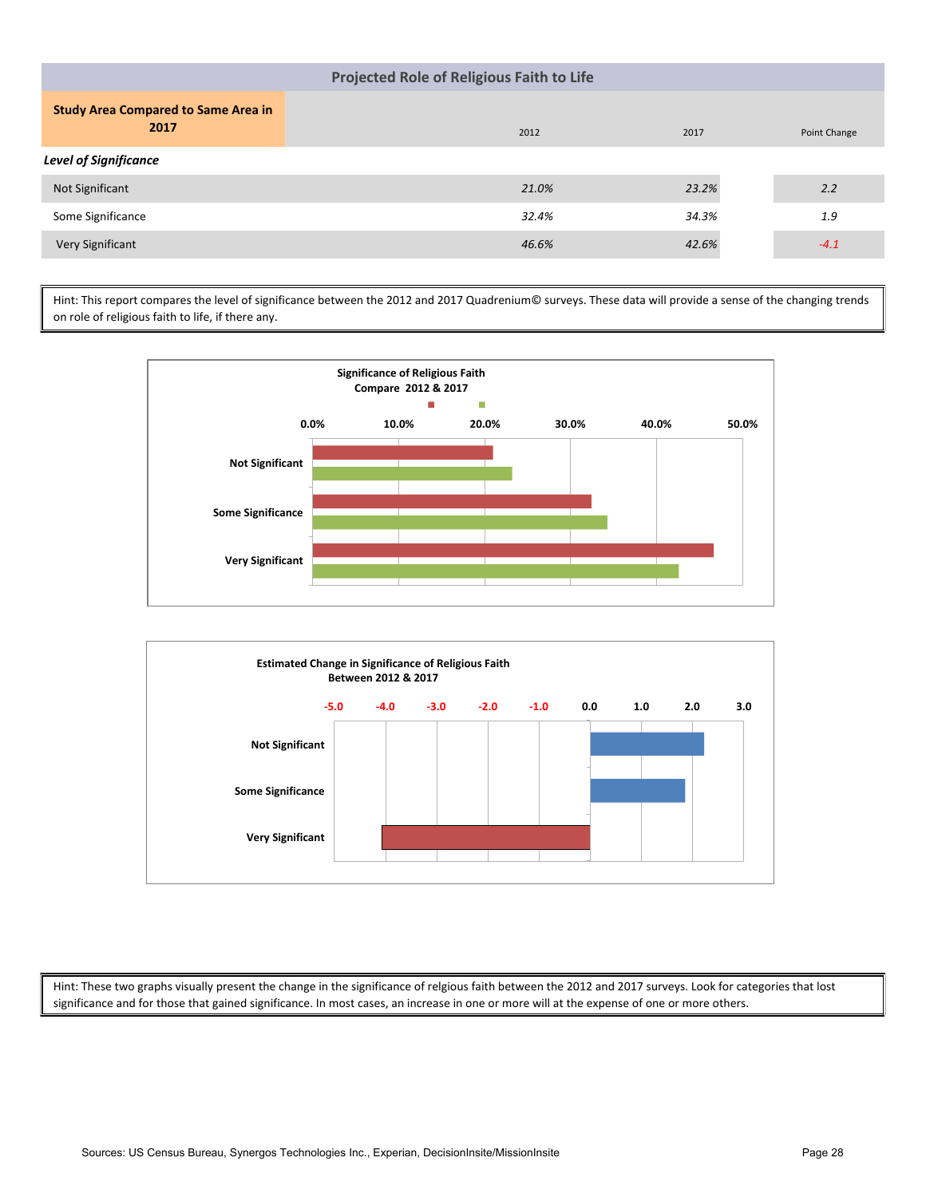## Projected Role of Religious Faith to Life

| Study Area Compared to Same Area in 2017 | 2012 | 2017 | Point Change |
|---|---|---|---|
| ***Level of Significance*** | | | |
| Not Significant | *21.0%* | *23.2%* | *2.2* |
| Some Significance | *32.4%* | *34.3%* | *1.9* |
| Very Significant | *46.6%* | *42.6%* | *-4.1* |

Hint: This report compares the level of significance between the 2012 and 2017 Quadrenium© surveys. These data will provide a sense of the changing trends on role of religious faith to life, if there any.

**Significance of Religious Faith**
**Compare 2012 & 2017**

**Estimated Change in Significance of Religious Faith**
**Between 2012 & 2017**

Hint: These two graphs visually present the change in the significance of relgious faith between the 2012 and 2017 surveys. Look for categories that lost significance and for those that gained significance. In most cases, an increase in one or more will at the expense of one or more others.

Sources: US Census Bureau, Synergos Technologies Inc., Experian, DecisionInsite/MissionInsite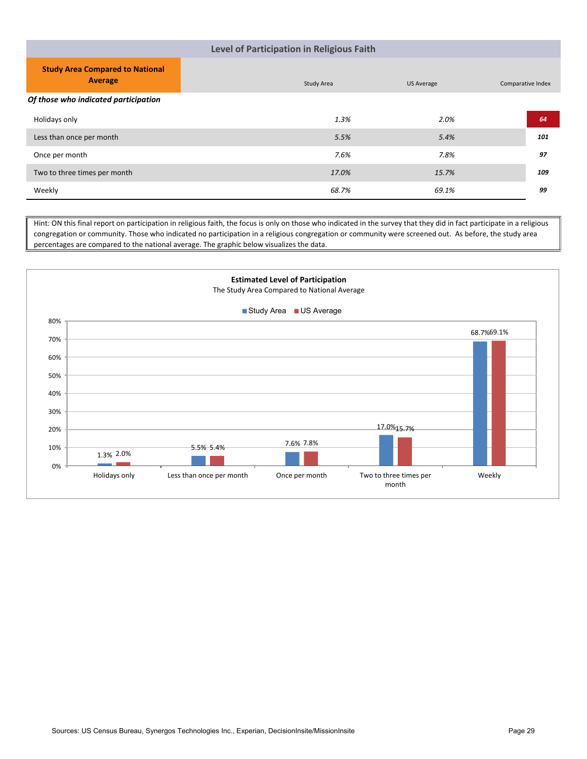## Level of Participation in Religious Faith

| Study Area Compared to National Average | Study Area | US Average | Comparative Index |
|---|---|---|---|
| ***Of those who indicated participation*** | | | |
| Holidays only | *1.3%* | *2.0%* | **64** |
| Less than once per month | *5.5%* | *5.4%* | **101** |
| Once per month | *7.6%* | *7.8%* | **97** |
| Two to three times per month | *17.0%* | *15.7%* | **109** |
| Weekly | *68.7%* | *69.1%* | **99** |

Hint: ON this final report on participation in religious faith, the focus is only on those who indicated in the survey that they did in fact participate in a religious congregation or community. Those who indicated no participation in a religious congregation or community were screened out. As before, the study area percentages are compared to the national average. The graphic below visualizes the data.

**Estimated Level of Participation**

The Study Area Compared to National Average

| | Study Area | US Average |
|---|---|---|
| Holidays only | 1.3% | 2.0% |
| Less than once per month | 5.5% | 5.4% |
| Once per month | 7.6% | 7.8% |
| Two to three times per month | 17.0% | 15.7% |
| Weekly | 68.7% | 69.1% |

Sources: US Census Bureau, Synergos Technologies Inc., Experian, DecisionInsite/MissionInsite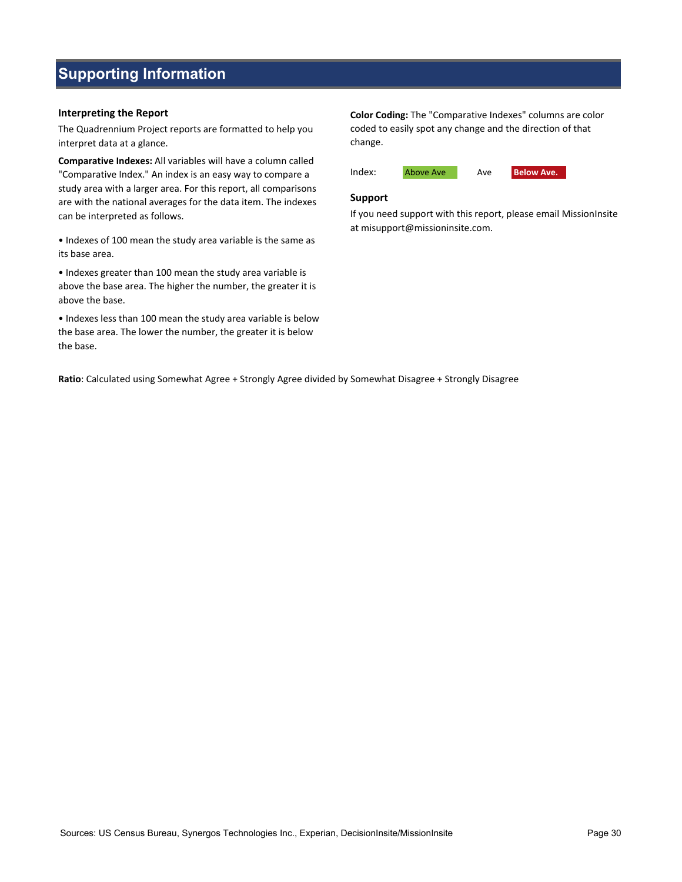## Supporting Information

### Interpreting the Report

The Quadrennium Project reports are formatted to help you interpret data at a glance.

**Comparative Indexes:** All variables will have a column called "Comparative Index." An index is an easy way to compare a study area with a larger area. For this report, all comparisons are with the national averages for the data item. The indexes can be interpreted as follows.

- Indexes of 100 mean the study area variable is the same as its base area.
- Indexes greater than 100 mean the study area variable is above the base area. The higher the number, the greater it is above the base.
- Indexes less than 100 mean the study area variable is below the base area. The lower the number, the greater it is below the base.

**Color Coding:** The "Comparative Indexes" columns are color coded to easily spot any change and the direction of that change.

Index: Above Ave Ave **Below Ave.**

### Support

If you need support with this report, please email MissionInsite at misupport@missioninsite.com.

**Ratio**: Calculated using Somewhat Agree + Strongly Agree divided by Somewhat Disagree + Strongly Disagree

Sources: US Census Bureau, Synergos Technologies Inc., Experian, DecisionInsite/MissionInsite